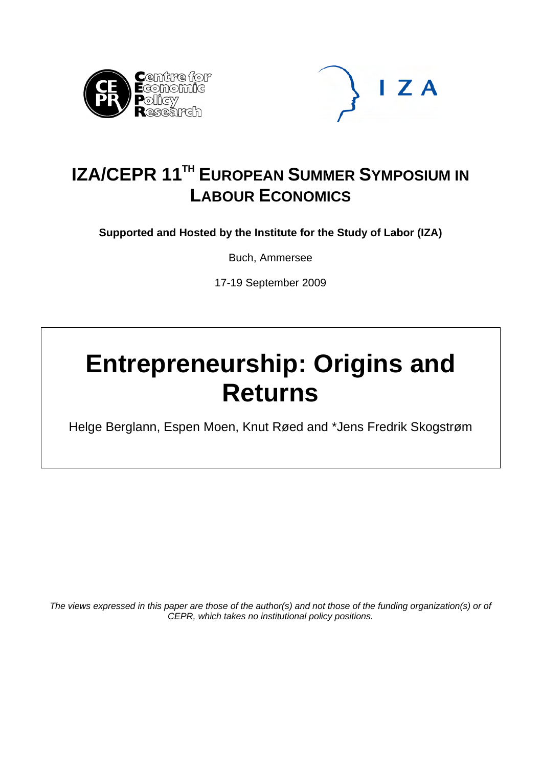# IZA/CEPR 11TH European Summer Symposium in Labour Economics

**Supported and Hosted by the Institute for the Study of Labor (IZA)**

Buch, Ammersee

17-19 September 2009

# Entrepreneurship: Origins and Returns

Helge Berglann, Espen Moen, Knut Røed and *Jens Fredrik Skogstrøm

*The views expressed in this paper are those of the author(s) and not those of the funding organization(s) or of CEPR, which takes no institutional policy positions.*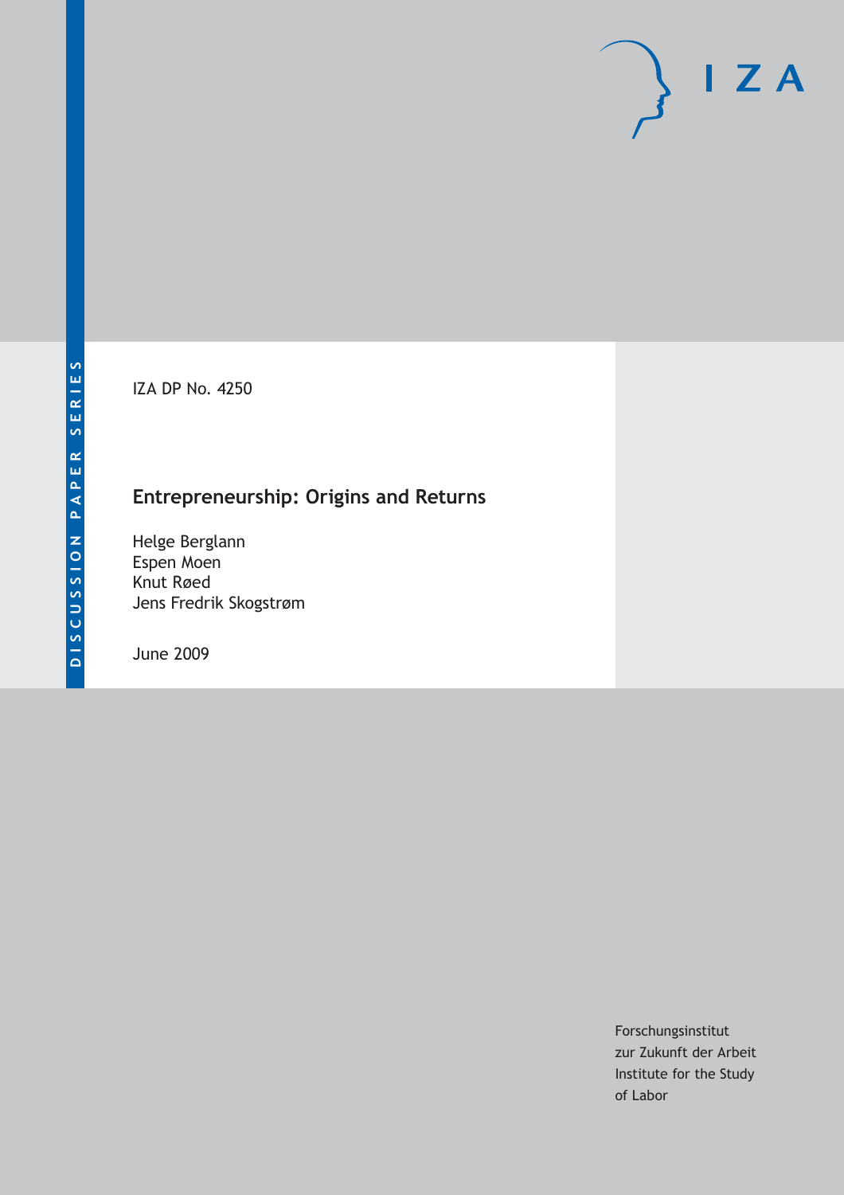DISCUSSION PAPER SERIES

IZA DP No. 4250

# Entrepreneurship: Origins and Returns

Helge Berglann
Espen Moen
Knut Røed
Jens Fredrik Skogstrøm

June 2009

Forschungsinstitut
zur Zukunft der Arbeit
Institute for the Study
of Labor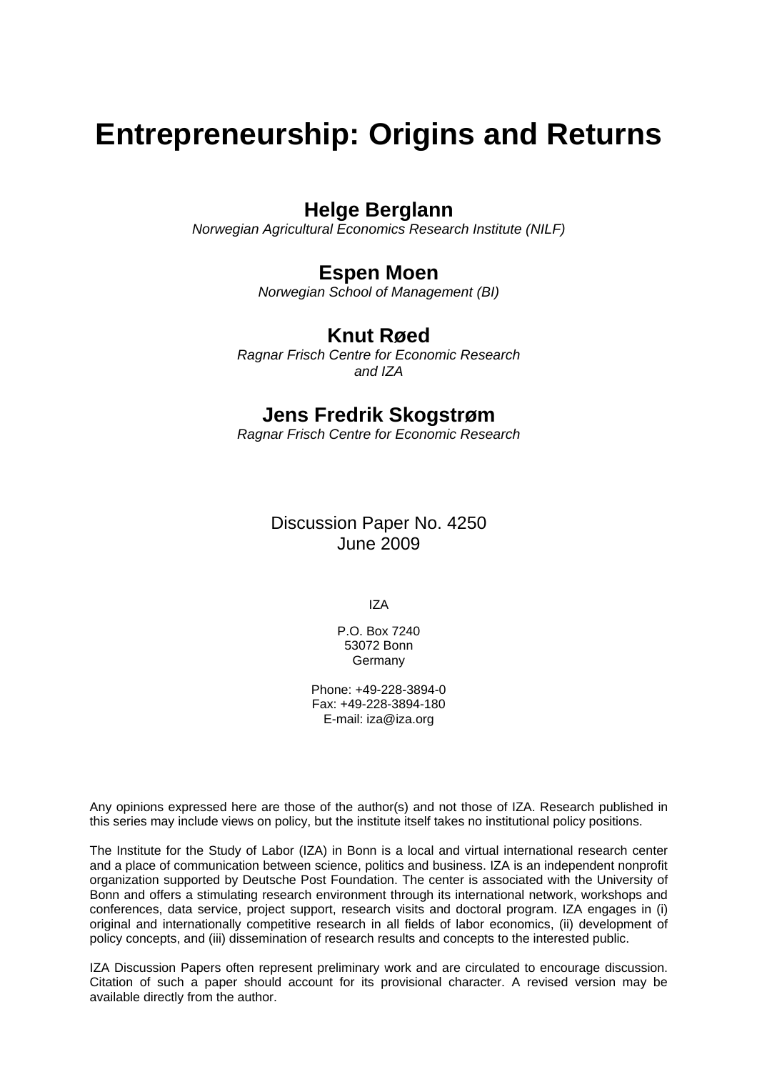# Entrepreneurship: Origins and Returns

**Helge Berglann**
*Norwegian Agricultural Economics Research Institute (NILF)*

**Espen Moen**
*Norwegian School of Management (BI)*

**Knut Røed**
*Ragnar Frisch Centre for Economic Research and IZA*

**Jens Fredrik Skogstrøm**
*Ragnar Frisch Centre for Economic Research*

Discussion Paper No. 4250
June 2009

IZA

P.O. Box 7240
53072 Bonn
Germany

Phone: +49-228-3894-0
Fax: +49-228-3894-180
E-mail: iza@iza.org

Any opinions expressed here are those of the author(s) and not those of IZA. Research published in this series may include views on policy, but the institute itself takes no institutional policy positions.

The Institute for the Study of Labor (IZA) in Bonn is a local and virtual international research center and a place of communication between science, politics and business. IZA is an independent nonprofit organization supported by Deutsche Post Foundation. The center is associated with the University of Bonn and offers a stimulating research environment through its international network, workshops and conferences, data service, project support, research visits and doctoral program. IZA engages in (i) original and internationally competitive research in all fields of labor economics, (ii) development of policy concepts, and (iii) dissemination of research results and concepts to the interested public.

IZA Discussion Papers often represent preliminary work and are circulated to encourage discussion. Citation of such a paper should account for its provisional character. A revised version may be available directly from the author.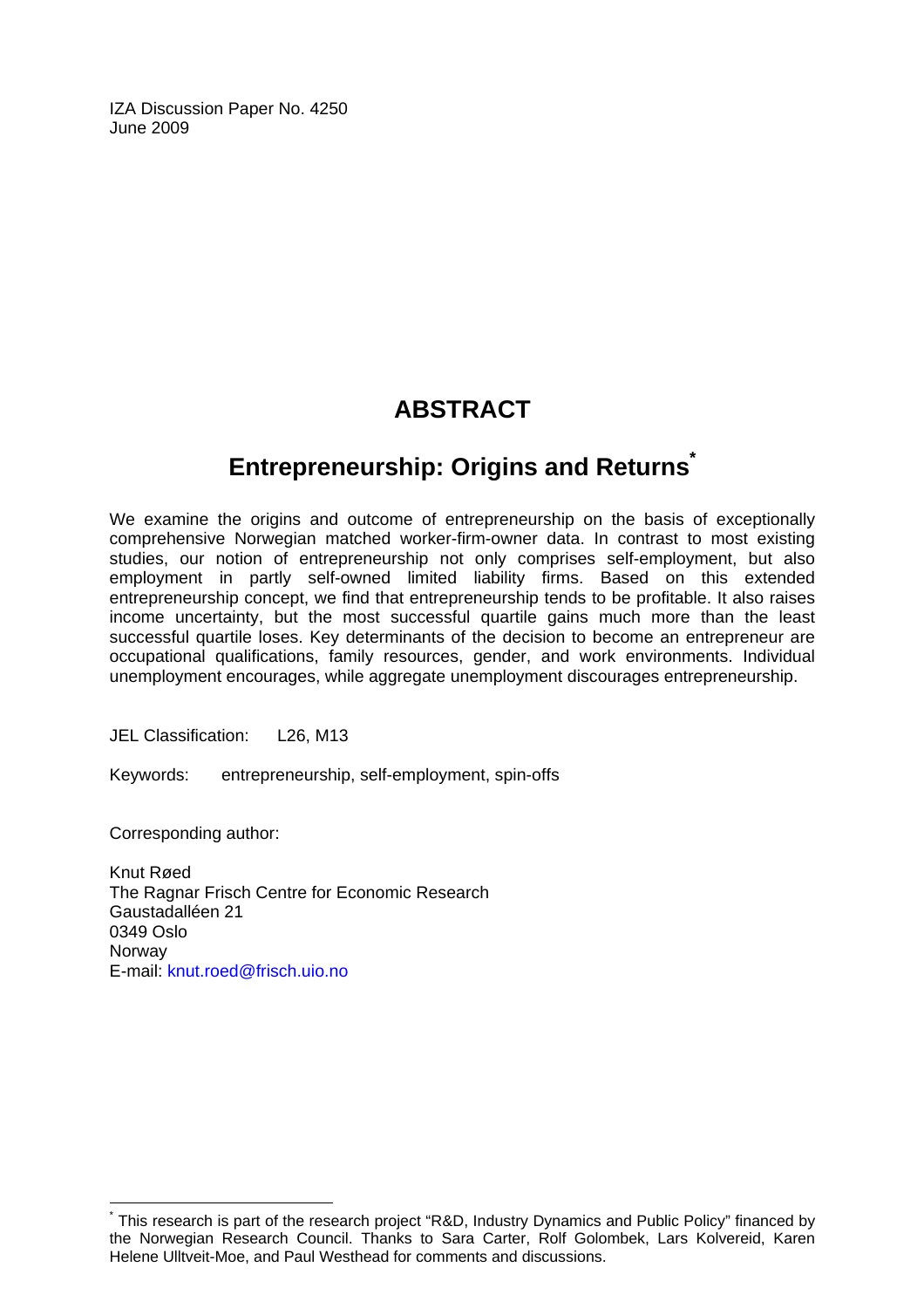IZA Discussion Paper No. 4250
June 2009

# ABSTRACT

## Entrepreneurship: Origins and Returns*

We examine the origins and outcome of entrepreneurship on the basis of exceptionally comprehensive Norwegian matched worker-firm-owner data. In contrast to most existing studies, our notion of entrepreneurship not only comprises self-employment, but also employment in partly self-owned limited liability firms. Based on this extended entrepreneurship concept, we find that entrepreneurship tends to be profitable. It also raises income uncertainty, but the most successful quartile gains much more than the least successful quartile loses. Key determinants of the decision to become an entrepreneur are occupational qualifications, family resources, gender, and work environments. Individual unemployment encourages, while aggregate unemployment discourages entrepreneurship.

JEL Classification: L26, M13

Keywords: entrepreneurship, self-employment, spin-offs

Corresponding author:

Knut Røed
The Ragnar Frisch Centre for Economic Research
Gaustadalléen 21
0349 Oslo
Norway
E-mail: knut.roed@frisch.uio.no

* This research is part of the research project "R&D, Industry Dynamics and Public Policy" financed by the Norwegian Research Council. Thanks to Sara Carter, Rolf Golombek, Lars Kolvereid, Karen Helene Ulltveit-Moe, and Paul Westhead for comments and discussions.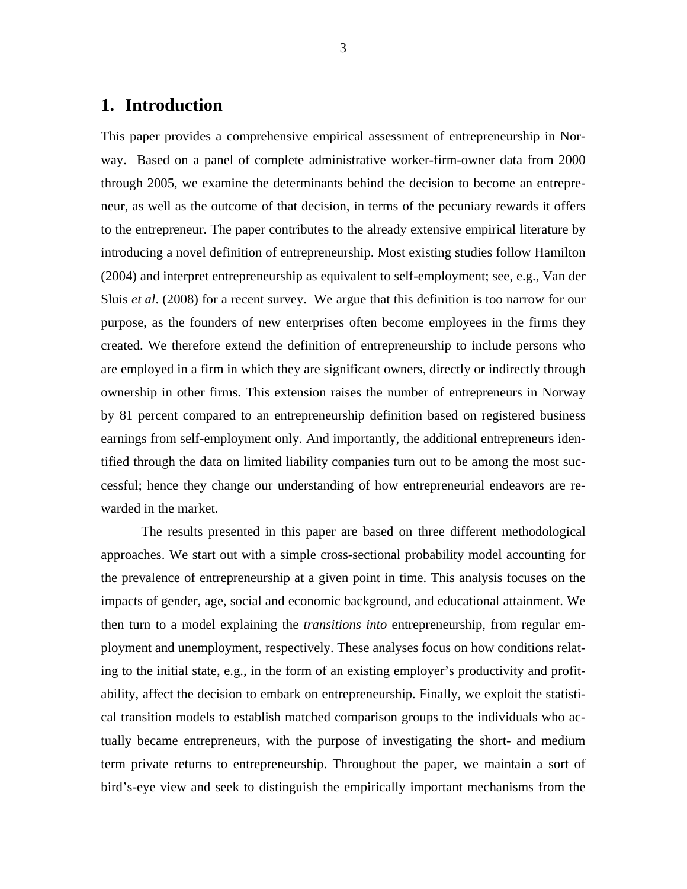# 1. Introduction

This paper provides a comprehensive empirical assessment of entrepreneurship in Norway. Based on a panel of complete administrative worker-firm-owner data from 2000 through 2005, we examine the determinants behind the decision to become an entrepreneur, as well as the outcome of that decision, in terms of the pecuniary rewards it offers to the entrepreneur. The paper contributes to the already extensive empirical literature by introducing a novel definition of entrepreneurship. Most existing studies follow Hamilton (2004) and interpret entrepreneurship as equivalent to self-employment; see, e.g., Van der Sluis *et al*. (2008) for a recent survey. We argue that this definition is too narrow for our purpose, as the founders of new enterprises often become employees in the firms they created. We therefore extend the definition of entrepreneurship to include persons who are employed in a firm in which they are significant owners, directly or indirectly through ownership in other firms. This extension raises the number of entrepreneurs in Norway by 81 percent compared to an entrepreneurship definition based on registered business earnings from self-employment only. And importantly, the additional entrepreneurs identified through the data on limited liability companies turn out to be among the most successful; hence they change our understanding of how entrepreneurial endeavors are rewarded in the market.

The results presented in this paper are based on three different methodological approaches. We start out with a simple cross-sectional probability model accounting for the prevalence of entrepreneurship at a given point in time. This analysis focuses on the impacts of gender, age, social and economic background, and educational attainment. We then turn to a model explaining the *transitions into* entrepreneurship, from regular employment and unemployment, respectively. These analyses focus on how conditions relating to the initial state, e.g., in the form of an existing employer's productivity and profitability, affect the decision to embark on entrepreneurship. Finally, we exploit the statistical transition models to establish matched comparison groups to the individuals who actually became entrepreneurs, with the purpose of investigating the short- and medium term private returns to entrepreneurship. Throughout the paper, we maintain a sort of bird's-eye view and seek to distinguish the empirically important mechanisms from the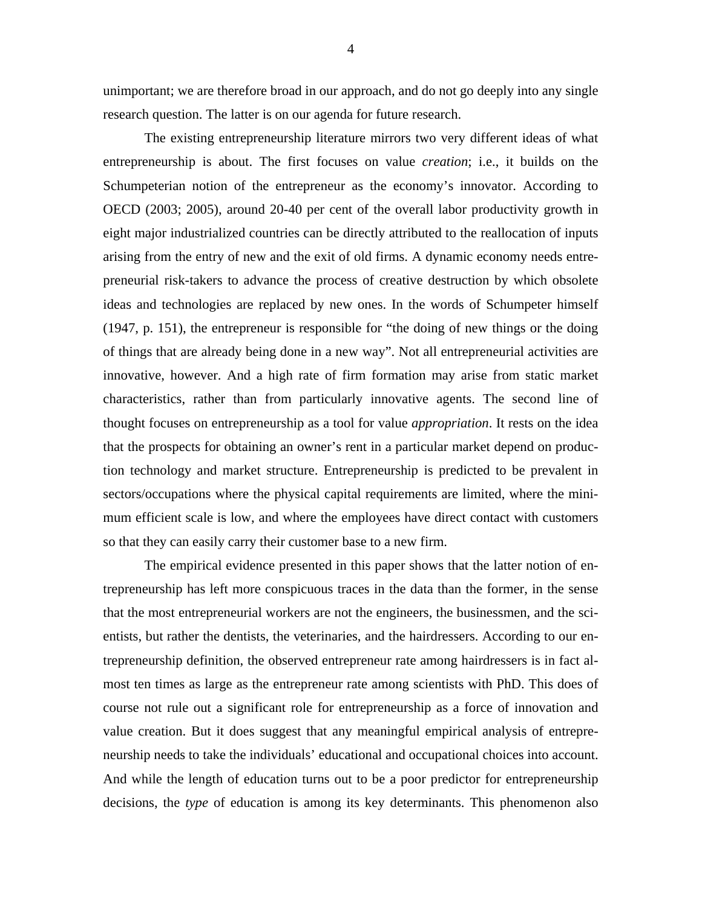unimportant; we are therefore broad in our approach, and do not go deeply into any single research question. The latter is on our agenda for future research.

The existing entrepreneurship literature mirrors two very different ideas of what entrepreneurship is about. The first focuses on value *creation*; i.e., it builds on the Schumpeterian notion of the entrepreneur as the economy's innovator. According to OECD (2003; 2005), around 20-40 per cent of the overall labor productivity growth in eight major industrialized countries can be directly attributed to the reallocation of inputs arising from the entry of new and the exit of old firms. A dynamic economy needs entrepreneurial risk-takers to advance the process of creative destruction by which obsolete ideas and technologies are replaced by new ones. In the words of Schumpeter himself (1947, p. 151), the entrepreneur is responsible for "the doing of new things or the doing of things that are already being done in a new way". Not all entrepreneurial activities are innovative, however. And a high rate of firm formation may arise from static market characteristics, rather than from particularly innovative agents. The second line of thought focuses on entrepreneurship as a tool for value *appropriation*. It rests on the idea that the prospects for obtaining an owner's rent in a particular market depend on production technology and market structure. Entrepreneurship is predicted to be prevalent in sectors/occupations where the physical capital requirements are limited, where the minimum efficient scale is low, and where the employees have direct contact with customers so that they can easily carry their customer base to a new firm.

The empirical evidence presented in this paper shows that the latter notion of entrepreneurship has left more conspicuous traces in the data than the former, in the sense that the most entrepreneurial workers are not the engineers, the businessmen, and the scientists, but rather the dentists, the veterinaries, and the hairdressers. According to our entrepreneurship definition, the observed entrepreneur rate among hairdressers is in fact almost ten times as large as the entrepreneur rate among scientists with PhD. This does of course not rule out a significant role for entrepreneurship as a force of innovation and value creation. But it does suggest that any meaningful empirical analysis of entrepreneurship needs to take the individuals' educational and occupational choices into account. And while the length of education turns out to be a poor predictor for entrepreneurship decisions, the *type* of education is among its key determinants. This phenomenon also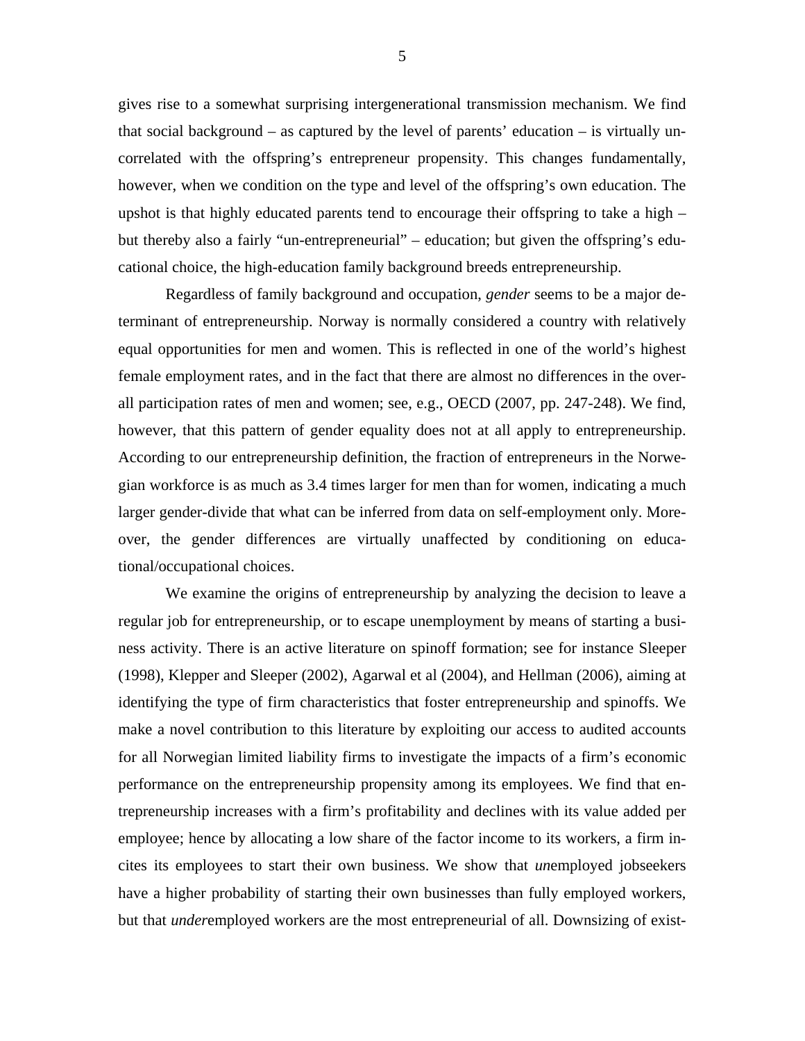gives rise to a somewhat surprising intergenerational transmission mechanism. We find that social background – as captured by the level of parents' education – is virtually uncorrelated with the offspring's entrepreneur propensity. This changes fundamentally, however, when we condition on the type and level of the offspring's own education. The upshot is that highly educated parents tend to encourage their offspring to take a high – but thereby also a fairly "un-entrepreneurial" – education; but given the offspring's educational choice, the high-education family background breeds entrepreneurship.

Regardless of family background and occupation, *gender* seems to be a major determinant of entrepreneurship. Norway is normally considered a country with relatively equal opportunities for men and women. This is reflected in one of the world's highest female employment rates, and in the fact that there are almost no differences in the overall participation rates of men and women; see, e.g., OECD (2007, pp. 247-248). We find, however, that this pattern of gender equality does not at all apply to entrepreneurship. According to our entrepreneurship definition, the fraction of entrepreneurs in the Norwegian workforce is as much as 3.4 times larger for men than for women, indicating a much larger gender-divide that what can be inferred from data on self-employment only. Moreover, the gender differences are virtually unaffected by conditioning on educational/occupational choices.

We examine the origins of entrepreneurship by analyzing the decision to leave a regular job for entrepreneurship, or to escape unemployment by means of starting a business activity. There is an active literature on spinoff formation; see for instance Sleeper (1998), Klepper and Sleeper (2002), Agarwal et al (2004), and Hellman (2006), aiming at identifying the type of firm characteristics that foster entrepreneurship and spinoffs. We make a novel contribution to this literature by exploiting our access to audited accounts for all Norwegian limited liability firms to investigate the impacts of a firm's economic performance on the entrepreneurship propensity among its employees. We find that entrepreneurship increases with a firm's profitability and declines with its value added per employee; hence by allocating a low share of the factor income to its workers, a firm incites its employees to start their own business. We show that *un*employed jobseekers have a higher probability of starting their own businesses than fully employed workers, but that *under*employed workers are the most entrepreneurial of all. Downsizing of exist-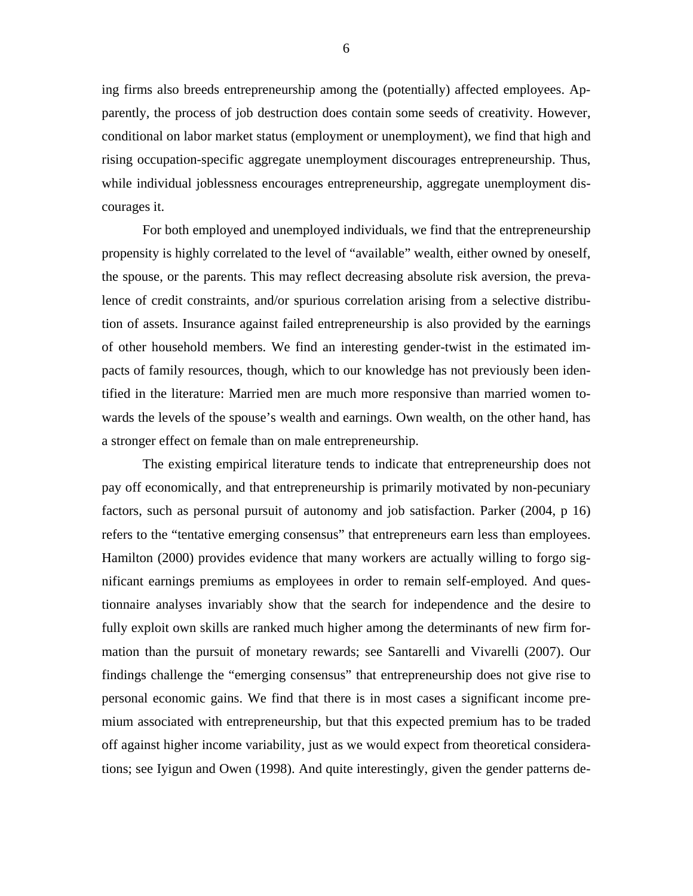ing firms also breeds entrepreneurship among the (potentially) affected employees. Apparently, the process of job destruction does contain some seeds of creativity. However, conditional on labor market status (employment or unemployment), we find that high and rising occupation-specific aggregate unemployment discourages entrepreneurship. Thus, while individual joblessness encourages entrepreneurship, aggregate unemployment discourages it.

For both employed and unemployed individuals, we find that the entrepreneurship propensity is highly correlated to the level of "available" wealth, either owned by oneself, the spouse, or the parents. This may reflect decreasing absolute risk aversion, the prevalence of credit constraints, and/or spurious correlation arising from a selective distribution of assets. Insurance against failed entrepreneurship is also provided by the earnings of other household members. We find an interesting gender-twist in the estimated impacts of family resources, though, which to our knowledge has not previously been identified in the literature: Married men are much more responsive than married women towards the levels of the spouse's wealth and earnings. Own wealth, on the other hand, has a stronger effect on female than on male entrepreneurship.

The existing empirical literature tends to indicate that entrepreneurship does not pay off economically, and that entrepreneurship is primarily motivated by non-pecuniary factors, such as personal pursuit of autonomy and job satisfaction. Parker (2004, p 16) refers to the "tentative emerging consensus" that entrepreneurs earn less than employees. Hamilton (2000) provides evidence that many workers are actually willing to forgo significant earnings premiums as employees in order to remain self-employed. And questionnaire analyses invariably show that the search for independence and the desire to fully exploit own skills are ranked much higher among the determinants of new firm formation than the pursuit of monetary rewards; see Santarelli and Vivarelli (2007). Our findings challenge the "emerging consensus" that entrepreneurship does not give rise to personal economic gains. We find that there is in most cases a significant income premium associated with entrepreneurship, but that this expected premium has to be traded off against higher income variability, just as we would expect from theoretical considerations; see Iyigun and Owen (1998). And quite interestingly, given the gender patterns de-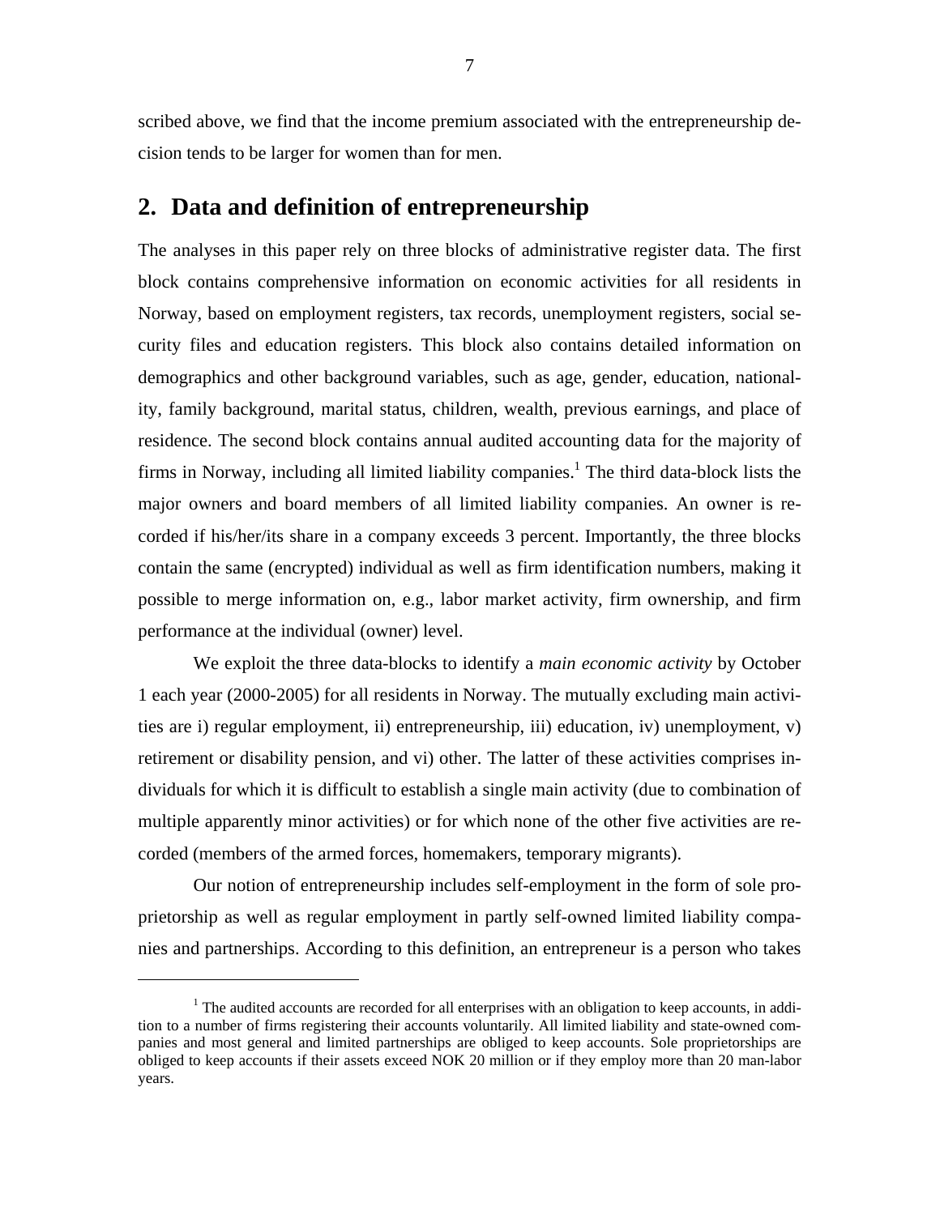scribed above, we find that the income premium associated with the entrepreneurship decision tends to be larger for women than for men.

## 2. Data and definition of entrepreneurship

The analyses in this paper rely on three blocks of administrative register data. The first block contains comprehensive information on economic activities for all residents in Norway, based on employment registers, tax records, unemployment registers, social security files and education registers. This block also contains detailed information on demographics and other background variables, such as age, gender, education, nationality, family background, marital status, children, wealth, previous earnings, and place of residence. The second block contains annual audited accounting data for the majority of firms in Norway, including all limited liability companies.[1] The third data-block lists the major owners and board members of all limited liability companies. An owner is recorded if his/her/its share in a company exceeds 3 percent. Importantly, the three blocks contain the same (encrypted) individual as well as firm identification numbers, making it possible to merge information on, e.g., labor market activity, firm ownership, and firm performance at the individual (owner) level.

We exploit the three data-blocks to identify a *main economic activity* by October 1 each year (2000-2005) for all residents in Norway. The mutually excluding main activities are i) regular employment, ii) entrepreneurship, iii) education, iv) unemployment, v) retirement or disability pension, and vi) other. The latter of these activities comprises individuals for which it is difficult to establish a single main activity (due to combination of multiple apparently minor activities) or for which none of the other five activities are recorded (members of the armed forces, homemakers, temporary migrants).

Our notion of entrepreneurship includes self-employment in the form of sole proprietorship as well as regular employment in partly self-owned limited liability companies and partnerships. According to this definition, an entrepreneur is a person who takes

[1] The audited accounts are recorded for all enterprises with an obligation to keep accounts, in addition to a number of firms registering their accounts voluntarily. All limited liability and state-owned companies and most general and limited partnerships are obliged to keep accounts. Sole proprietorships are obliged to keep accounts if their assets exceed NOK 20 million or if they employ more than 20 man-labor years.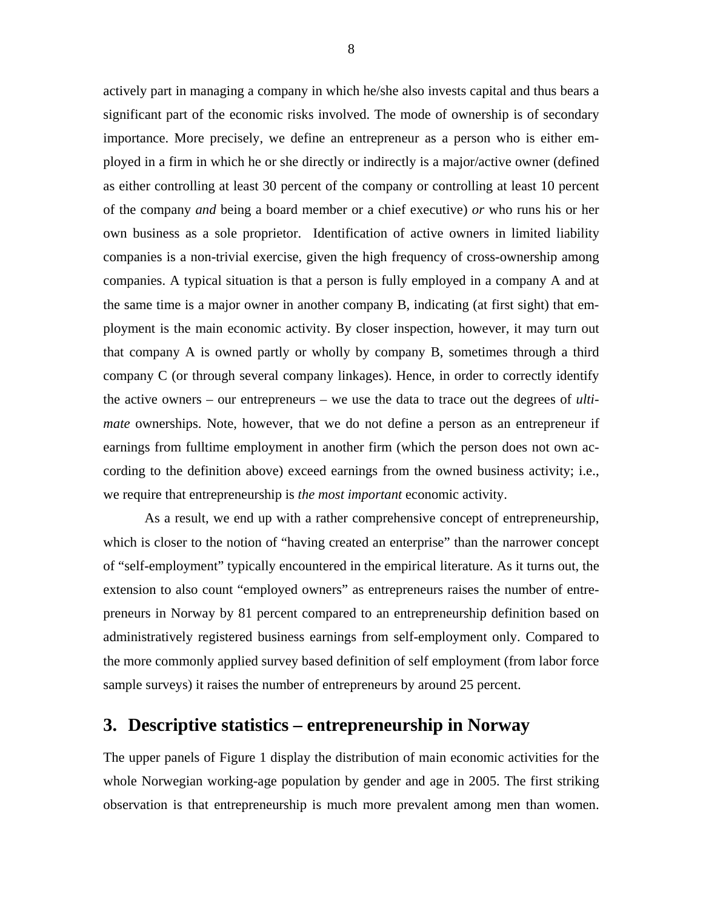actively part in managing a company in which he/she also invests capital and thus bears a significant part of the economic risks involved. The mode of ownership is of secondary importance. More precisely, we define an entrepreneur as a person who is either employed in a firm in which he or she directly or indirectly is a major/active owner (defined as either controlling at least 30 percent of the company or controlling at least 10 percent of the company *and* being a board member or a chief executive) *or* who runs his or her own business as a sole proprietor. Identification of active owners in limited liability companies is a non-trivial exercise, given the high frequency of cross-ownership among companies. A typical situation is that a person is fully employed in a company A and at the same time is a major owner in another company B, indicating (at first sight) that employment is the main economic activity. By closer inspection, however, it may turn out that company A is owned partly or wholly by company B, sometimes through a third company C (or through several company linkages). Hence, in order to correctly identify the active owners – our entrepreneurs – we use the data to trace out the degrees of *ultimate* ownerships. Note, however, that we do not define a person as an entrepreneur if earnings from fulltime employment in another firm (which the person does not own according to the definition above) exceed earnings from the owned business activity; i.e., we require that entrepreneurship is *the most important* economic activity.

As a result, we end up with a rather comprehensive concept of entrepreneurship, which is closer to the notion of "having created an enterprise" than the narrower concept of "self-employment" typically encountered in the empirical literature. As it turns out, the extension to also count "employed owners" as entrepreneurs raises the number of entrepreneurs in Norway by 81 percent compared to an entrepreneurship definition based on administratively registered business earnings from self-employment only. Compared to the more commonly applied survey based definition of self employment (from labor force sample surveys) it raises the number of entrepreneurs by around 25 percent.

## 3. Descriptive statistics – entrepreneurship in Norway

The upper panels of Figure 1 display the distribution of main economic activities for the whole Norwegian working-age population by gender and age in 2005. The first striking observation is that entrepreneurship is much more prevalent among men than women.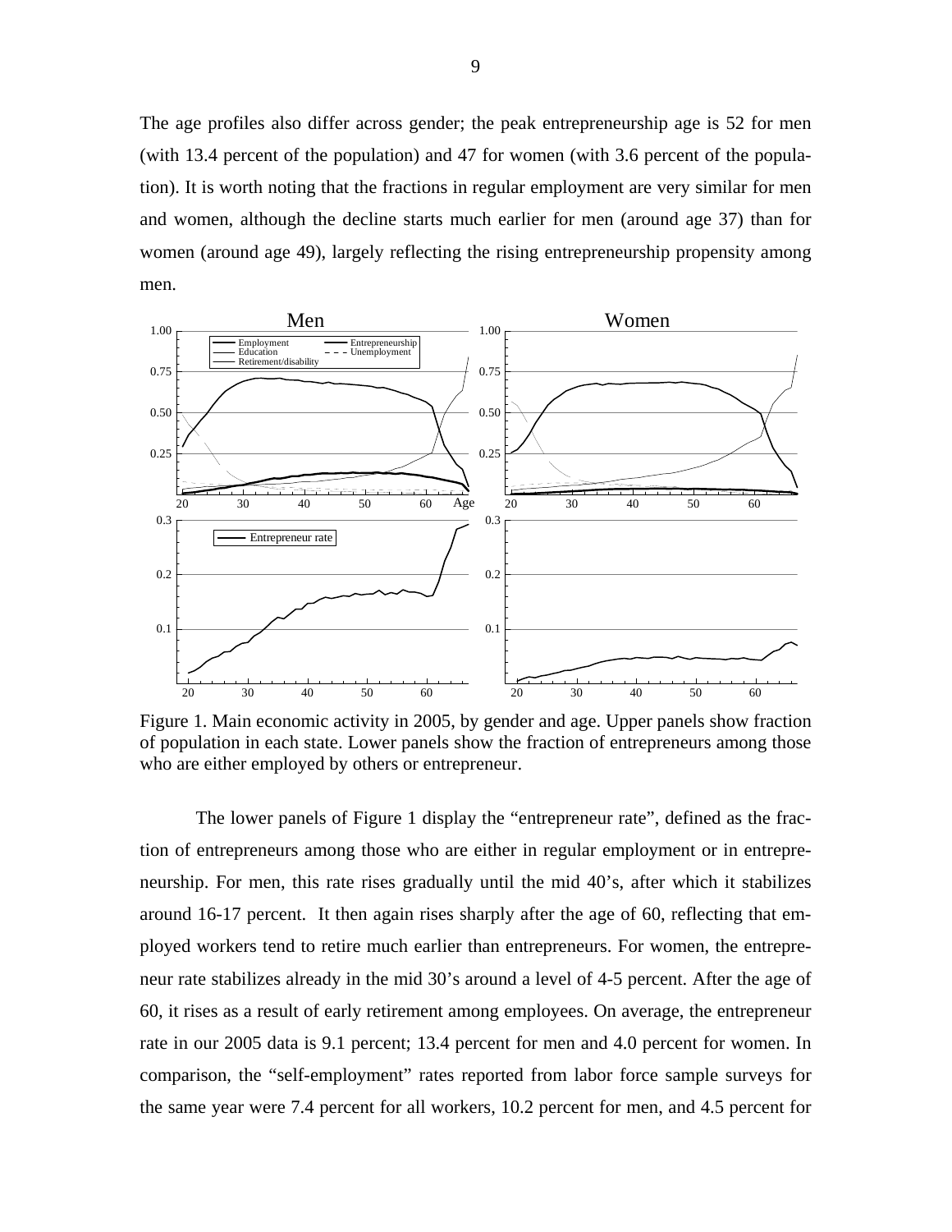The age profiles also differ across gender; the peak entrepreneurship age is 52 for men (with 13.4 percent of the population) and 47 for women (with 3.6 percent of the population). It is worth noting that the fractions in regular employment are very similar for men and women, although the decline starts much earlier for men (around age 37) than for women (around age 49), largely reflecting the rising entrepreneurship propensity among men.

Figure 1. Main economic activity in 2005, by gender and age. Upper panels show fraction of population in each state. Lower panels show the fraction of entrepreneurs among those who are either employed by others or entrepreneur.

The lower panels of Figure 1 display the "entrepreneur rate", defined as the fraction of entrepreneurs among those who are either in regular employment or in entrepreneurship. For men, this rate rises gradually until the mid 40's, after which it stabilizes around 16-17 percent. It then again rises sharply after the age of 60, reflecting that employed workers tend to retire much earlier than entrepreneurs. For women, the entrepreneur rate stabilizes already in the mid 30's around a level of 4-5 percent. After the age of 60, it rises as a result of early retirement among employees. On average, the entrepreneur rate in our 2005 data is 9.1 percent; 13.4 percent for men and 4.0 percent for women. In comparison, the "self-employment" rates reported from labor force sample surveys for the same year were 7.4 percent for all workers, 10.2 percent for men, and 4.5 percent for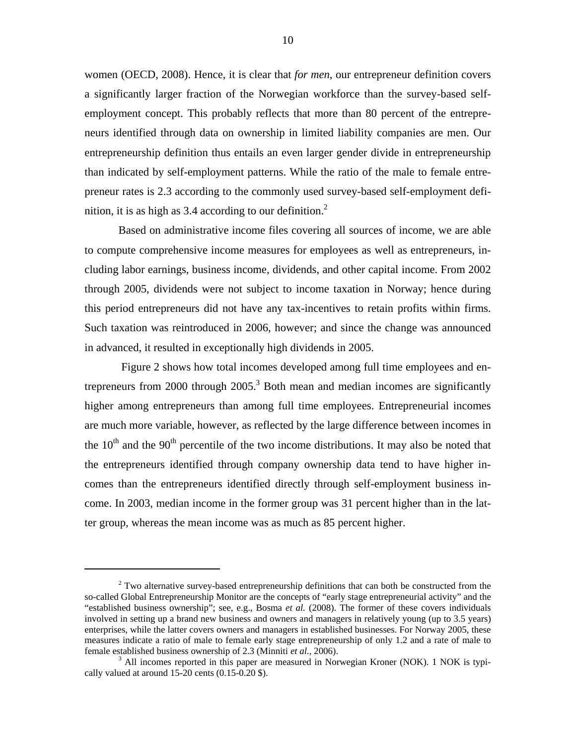women (OECD, 2008). Hence, it is clear that *for men*, our entrepreneur definition covers a significantly larger fraction of the Norwegian workforce than the survey-based self-employment concept. This probably reflects that more than 80 percent of the entrepreneurs identified through data on ownership in limited liability companies are men. Our entrepreneurship definition thus entails an even larger gender divide in entrepreneurship than indicated by self-employment patterns. While the ratio of the male to female entrepreneur rates is 2.3 according to the commonly used survey-based self-employment definition, it is as high as 3.4 according to our definition.[2]

Based on administrative income files covering all sources of income, we are able to compute comprehensive income measures for employees as well as entrepreneurs, including labor earnings, business income, dividends, and other capital income. From 2002 through 2005, dividends were not subject to income taxation in Norway; hence during this period entrepreneurs did not have any tax-incentives to retain profits within firms. Such taxation was reintroduced in 2006, however; and since the change was announced in advanced, it resulted in exceptionally high dividends in 2005.

Figure 2 shows how total incomes developed among full time employees and entrepreneurs from 2000 through 2005.[3] Both mean and median incomes are significantly higher among entrepreneurs than among full time employees. Entrepreneurial incomes are much more variable, however, as reflected by the large difference between incomes in the 10th and the 90th percentile of the two income distributions. It may also be noted that the entrepreneurs identified through company ownership data tend to have higher incomes than the entrepreneurs identified directly through self-employment business income. In 2003, median income in the former group was 31 percent higher than in the latter group, whereas the mean income was as much as 85 percent higher.

---

[2] Two alternative survey-based entrepreneurship definitions that can both be constructed from the so-called Global Entrepreneurship Monitor are the concepts of "early stage entrepreneurial activity" and the "established business ownership"; see, e.g., Bosma *et al.* (2008). The former of these covers individuals involved in setting up a brand new business and owners and managers in relatively young (up to 3.5 years) enterprises, while the latter covers owners and managers in established businesses. For Norway 2005, these measures indicate a ratio of male to female early stage entrepreneurship of only 1.2 and a rate of male to female established business ownership of 2.3 (Minniti *et al.*, 2006).

[3] All incomes reported in this paper are measured in Norwegian Kroner (NOK). 1 NOK is typically valued at around 15-20 cents (0.15-0.20 $).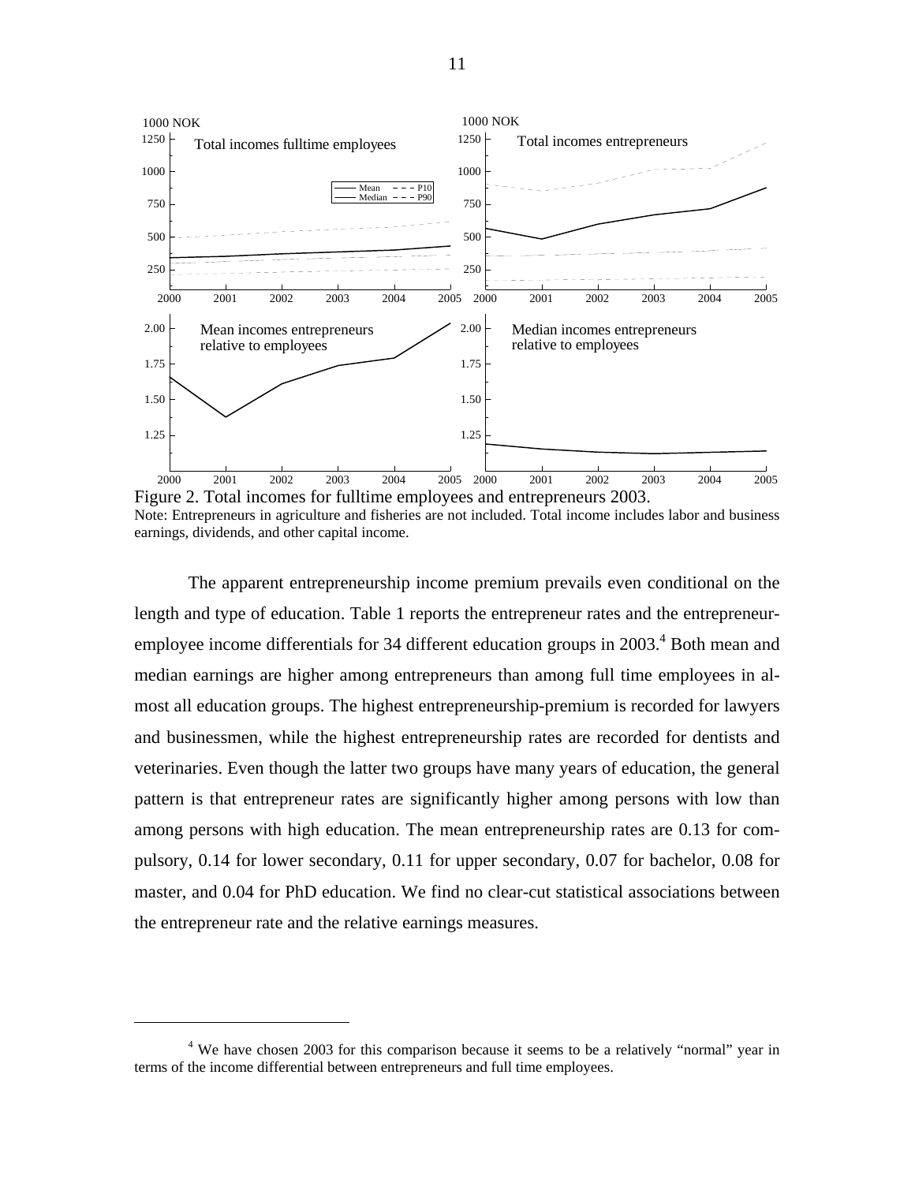Figure 2. Total incomes for fulltime employees and entrepreneurs 2003.
Note: Entrepreneurs in agriculture and fisheries are not included. Total income includes labor and business earnings, dividends, and other capital income.

The apparent entrepreneurship income premium prevails even conditional on the length and type of education. Table 1 reports the entrepreneur rates and the entrepreneur-employee income differentials for 34 different education groups in 2003.[4] Both mean and median earnings are higher among entrepreneurs than among full time employees in almost all education groups. The highest entrepreneurship-premium is recorded for lawyers and businessmen, while the highest entrepreneurship rates are recorded for dentists and veterinaries. Even though the latter two groups have many years of education, the general pattern is that entrepreneur rates are significantly higher among persons with low than among persons with high education. The mean entrepreneurship rates are 0.13 for compulsory, 0.14 for lower secondary, 0.11 for upper secondary, 0.07 for bachelor, 0.08 for master, and 0.04 for PhD education. We find no clear-cut statistical associations between the entrepreneur rate and the relative earnings measures.

[4] We have chosen 2003 for this comparison because it seems to be a relatively "normal" year in terms of the income differential between entrepreneurs and full time employees.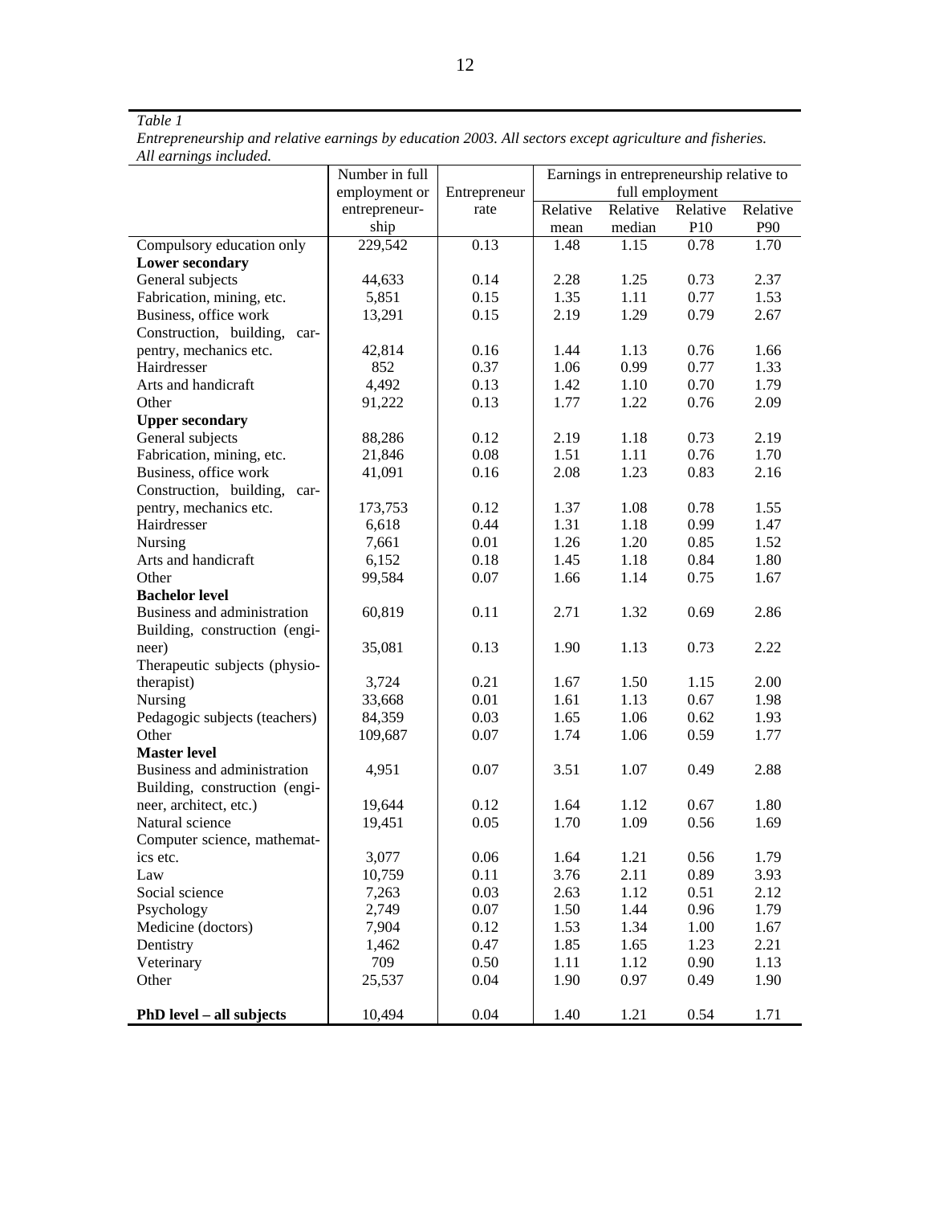*Table 1*
*Entrepreneurship and relative earnings by education 2003. All sectors except agriculture and fisheries. All earnings included.*

| | Number in full employment or entrepreneurship | Entrepreneur rate | Earnings in entrepreneurship relative to full employment | | | |
|---|---|---|---|---|---|---|
| | | | Relative mean | Relative median | Relative P10 | Relative P90 |
| Compulsory education only | 229,542 | 0.13 | 1.48 | 1.15 | 0.78 | 1.70 |
| **Lower secondary** | | | | | | |
| General subjects | 44,633 | 0.14 | 2.28 | 1.25 | 0.73 | 2.37 |
| Fabrication, mining, etc. | 5,851 | 0.15 | 1.35 | 1.11 | 0.77 | 1.53 |
| Business, office work | 13,291 | 0.15 | 2.19 | 1.29 | 0.79 | 2.67 |
| Construction, building, carpentry, mechanics etc. | 42,814 | 0.16 | 1.44 | 1.13 | 0.76 | 1.66 |
| Hairdresser | 852 | 0.37 | 1.06 | 0.99 | 0.77 | 1.33 |
| Arts and handicraft | 4,492 | 0.13 | 1.42 | 1.10 | 0.70 | 1.79 |
| Other | 91,222 | 0.13 | 1.77 | 1.22 | 0.76 | 2.09 |
| **Upper secondary** | | | | | | |
| General subjects | 88,286 | 0.12 | 2.19 | 1.18 | 0.73 | 2.19 |
| Fabrication, mining, etc. | 21,846 | 0.08 | 1.51 | 1.11 | 0.76 | 1.70 |
| Business, office work | 41,091 | 0.16 | 2.08 | 1.23 | 0.83 | 2.16 |
| Construction, building, carpentry, mechanics etc. | 173,753 | 0.12 | 1.37 | 1.08 | 0.78 | 1.55 |
| Hairdresser | 6,618 | 0.44 | 1.31 | 1.18 | 0.99 | 1.47 |
| Nursing | 7,661 | 0.01 | 1.26 | 1.20 | 0.85 | 1.52 |
| Arts and handicraft | 6,152 | 0.18 | 1.45 | 1.18 | 0.84 | 1.80 |
| Other | 99,584 | 0.07 | 1.66 | 1.14 | 0.75 | 1.67 |
| **Bachelor level** | | | | | | |
| Business and administration | 60,819 | 0.11 | 2.71 | 1.32 | 0.69 | 2.86 |
| Building, construction (engineer) | 35,081 | 0.13 | 1.90 | 1.13 | 0.73 | 2.22 |
| Therapeutic subjects (physiotherapist) | 3,724 | 0.21 | 1.67 | 1.50 | 1.15 | 2.00 |
| Nursing | 33,668 | 0.01 | 1.61 | 1.13 | 0.67 | 1.98 |
| Pedagogic subjects (teachers) | 84,359 | 0.03 | 1.65 | 1.06 | 0.62 | 1.93 |
| Other | 109,687 | 0.07 | 1.74 | 1.06 | 0.59 | 1.77 |
| **Master level** | | | | | | |
| Business and administration | 4,951 | 0.07 | 3.51 | 1.07 | 0.49 | 2.88 |
| Building, construction (engineer, architect, etc.) | 19,644 | 0.12 | 1.64 | 1.12 | 0.67 | 1.80 |
| Natural science | 19,451 | 0.05 | 1.70 | 1.09 | 0.56 | 1.69 |
| Computer science, mathematics etc. | 3,077 | 0.06 | 1.64 | 1.21 | 0.56 | 1.79 |
| Law | 10,759 | 0.11 | 3.76 | 2.11 | 0.89 | 3.93 |
| Social science | 7,263 | 0.03 | 2.63 | 1.12 | 0.51 | 2.12 |
| Psychology | 2,749 | 0.07 | 1.50 | 1.44 | 0.96 | 1.79 |
| Medicine (doctors) | 7,904 | 0.12 | 1.53 | 1.34 | 1.00 | 1.67 |
| Dentistry | 1,462 | 0.47 | 1.85 | 1.65 | 1.23 | 2.21 |
| Veterinary | 709 | 0.50 | 1.11 | 1.12 | 0.90 | 1.13 |
| Other | 25,537 | 0.04 | 1.90 | 0.97 | 0.49 | 1.90 |
| **PhD level – all subjects** | 10,494 | 0.04 | 1.40 | 1.21 | 0.54 | 1.71 |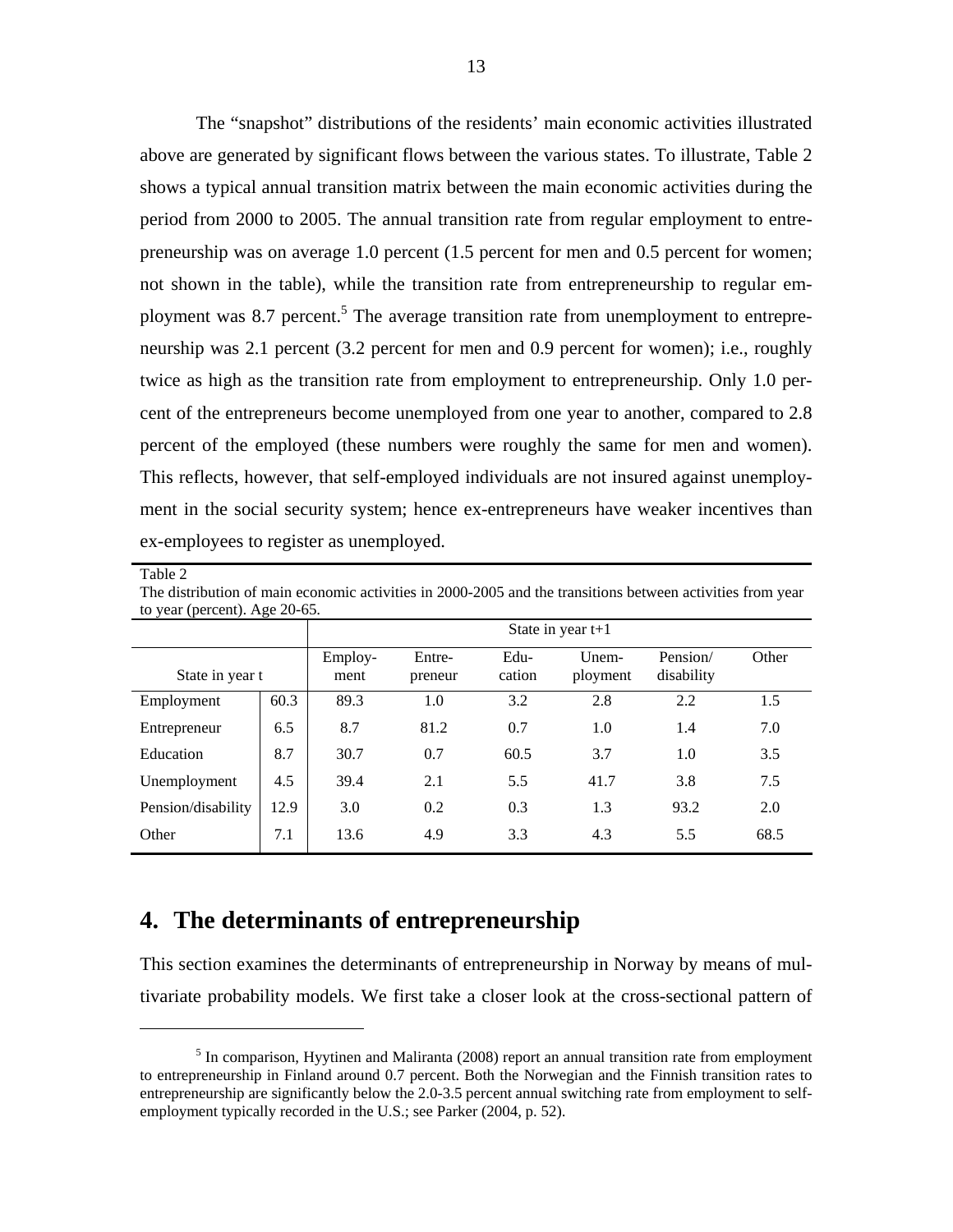The "snapshot" distributions of the residents' main economic activities illustrated above are generated by significant flows between the various states. To illustrate, Table 2 shows a typical annual transition matrix between the main economic activities during the period from 2000 to 2005. The annual transition rate from regular employment to entrepreneurship was on average 1.0 percent (1.5 percent for men and 0.5 percent for women; not shown in the table), while the transition rate from entrepreneurship to regular employment was 8.7 percent.[5] The average transition rate from unemployment to entrepreneurship was 2.1 percent (3.2 percent for men and 0.9 percent for women); i.e., roughly twice as high as the transition rate from employment to entrepreneurship. Only 1.0 percent of the entrepreneurs become unemployed from one year to another, compared to 2.8 percent of the employed (these numbers were roughly the same for men and women). This reflects, however, that self-employed individuals are not insured against unemployment in the social security system; hence ex-entrepreneurs have weaker incentives than ex-employees to register as unemployed.

Table 2
The distribution of main economic activities in 2000-2005 and the transitions between activities from year to year (percent). Age 20-65.

| | | State in year t+1 | | | | | |
|---|---|---|---|---|---|---|---|
| State in year t | | Employment | Entrepreneur | Education | Unemployment | Pension/ disability | Other |
| Employment | 60.3 | 89.3 | 1.0 | 3.2 | 2.8 | 2.2 | 1.5 |
| Entrepreneur | 6.5 | 8.7 | 81.2 | 0.7 | 1.0 | 1.4 | 7.0 |
| Education | 8.7 | 30.7 | 0.7 | 60.5 | 3.7 | 1.0 | 3.5 |
| Unemployment | 4.5 | 39.4 | 2.1 | 5.5 | 41.7 | 3.8 | 7.5 |
| Pension/disability | 12.9 | 3.0 | 0.2 | 0.3 | 1.3 | 93.2 | 2.0 |
| Other | 7.1 | 13.6 | 4.9 | 3.3 | 4.3 | 5.5 | 68.5 |

## 4. The determinants of entrepreneurship

This section examines the determinants of entrepreneurship in Norway by means of multivariate probability models. We first take a closer look at the cross-sectional pattern of

[5] In comparison, Hyytinen and Maliranta (2008) report an annual transition rate from employment to entrepreneurship in Finland around 0.7 percent. Both the Norwegian and the Finnish transition rates to entrepreneurship are significantly below the 2.0-3.5 percent annual switching rate from employment to self-employment typically recorded in the U.S.; see Parker (2004, p. 52).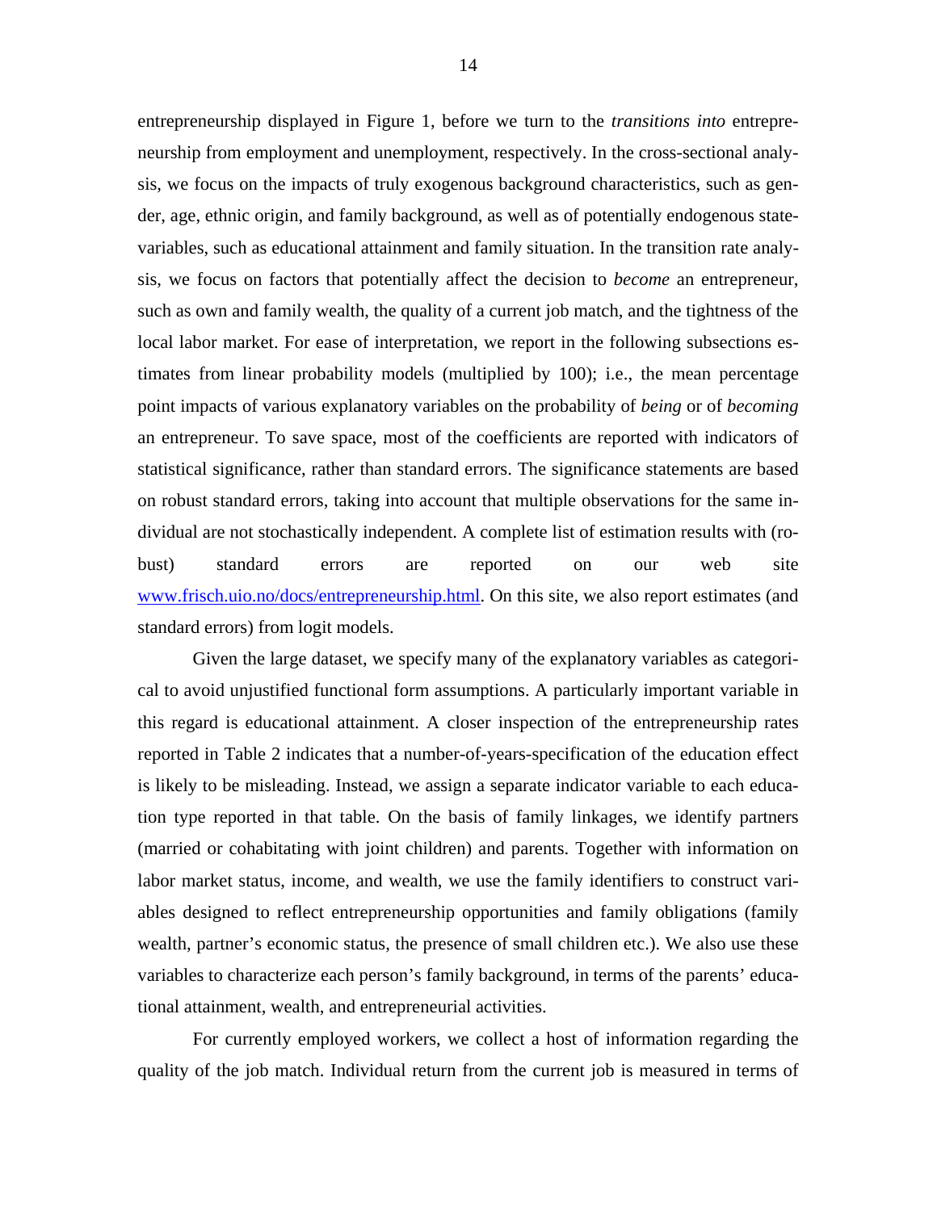entrepreneurship displayed in Figure 1, before we turn to the *transitions into* entrepreneurship from employment and unemployment, respectively. In the cross-sectional analysis, we focus on the impacts of truly exogenous background characteristics, such as gender, age, ethnic origin, and family background, as well as of potentially endogenous state-variables, such as educational attainment and family situation. In the transition rate analysis, we focus on factors that potentially affect the decision to *become* an entrepreneur, such as own and family wealth, the quality of a current job match, and the tightness of the local labor market. For ease of interpretation, we report in the following subsections estimates from linear probability models (multiplied by 100); i.e., the mean percentage point impacts of various explanatory variables on the probability of *being* or of *becoming* an entrepreneur. To save space, most of the coefficients are reported with indicators of statistical significance, rather than standard errors. The significance statements are based on robust standard errors, taking into account that multiple observations for the same individual are not stochastically independent. A complete list of estimation results with (robust) standard errors are reported on our web site www.frisch.uio.no/docs/entrepreneurship.html. On this site, we also report estimates (and standard errors) from logit models.

Given the large dataset, we specify many of the explanatory variables as categorical to avoid unjustified functional form assumptions. A particularly important variable in this regard is educational attainment. A closer inspection of the entrepreneurship rates reported in Table 2 indicates that a number-of-years-specification of the education effect is likely to be misleading. Instead, we assign a separate indicator variable to each education type reported in that table. On the basis of family linkages, we identify partners (married or cohabitating with joint children) and parents. Together with information on labor market status, income, and wealth, we use the family identifiers to construct variables designed to reflect entrepreneurship opportunities and family obligations (family wealth, partner's economic status, the presence of small children etc.). We also use these variables to characterize each person's family background, in terms of the parents' educational attainment, wealth, and entrepreneurial activities.

For currently employed workers, we collect a host of information regarding the quality of the job match. Individual return from the current job is measured in terms of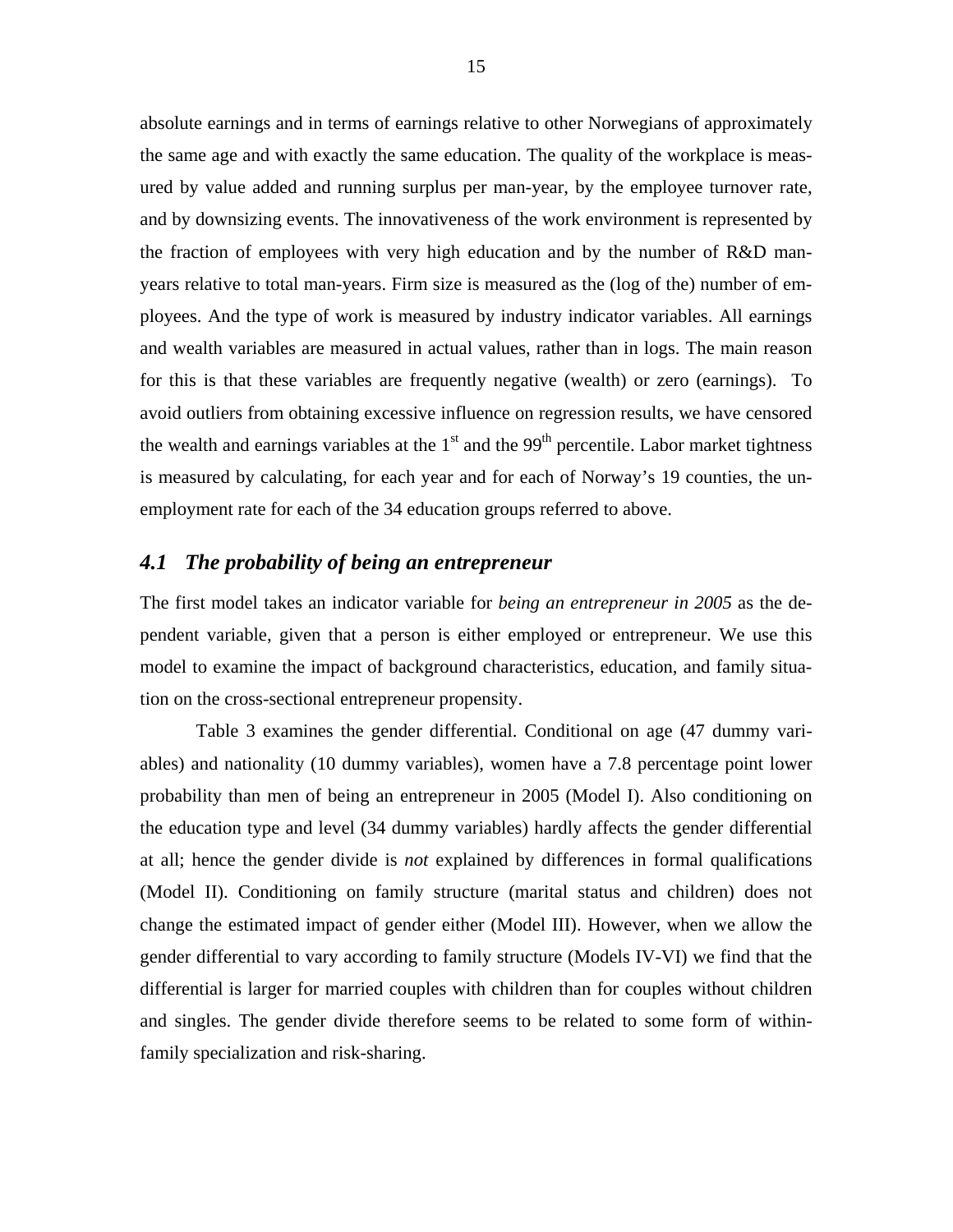absolute earnings and in terms of earnings relative to other Norwegians of approximately the same age and with exactly the same education. The quality of the workplace is measured by value added and running surplus per man-year, by the employee turnover rate, and by downsizing events. The innovativeness of the work environment is represented by the fraction of employees with very high education and by the number of R&D man-years relative to total man-years. Firm size is measured as the (log of the) number of employees. And the type of work is measured by industry indicator variables. All earnings and wealth variables are measured in actual values, rather than in logs. The main reason for this is that these variables are frequently negative (wealth) or zero (earnings). To avoid outliers from obtaining excessive influence on regression results, we have censored the wealth and earnings variables at the 1st and the 99th percentile. Labor market tightness is measured by calculating, for each year and for each of Norway's 19 counties, the unemployment rate for each of the 34 education groups referred to above.

## *4.1 The probability of being an entrepreneur*

The first model takes an indicator variable for *being an entrepreneur in 2005* as the dependent variable, given that a person is either employed or entrepreneur. We use this model to examine the impact of background characteristics, education, and family situation on the cross-sectional entrepreneur propensity.

Table 3 examines the gender differential. Conditional on age (47 dummy variables) and nationality (10 dummy variables), women have a 7.8 percentage point lower probability than men of being an entrepreneur in 2005 (Model I). Also conditioning on the education type and level (34 dummy variables) hardly affects the gender differential at all; hence the gender divide is *not* explained by differences in formal qualifications (Model II). Conditioning on family structure (marital status and children) does not change the estimated impact of gender either (Model III). However, when we allow the gender differential to vary according to family structure (Models IV-VI) we find that the differential is larger for married couples with children than for couples without children and singles. The gender divide therefore seems to be related to some form of within-family specialization and risk-sharing.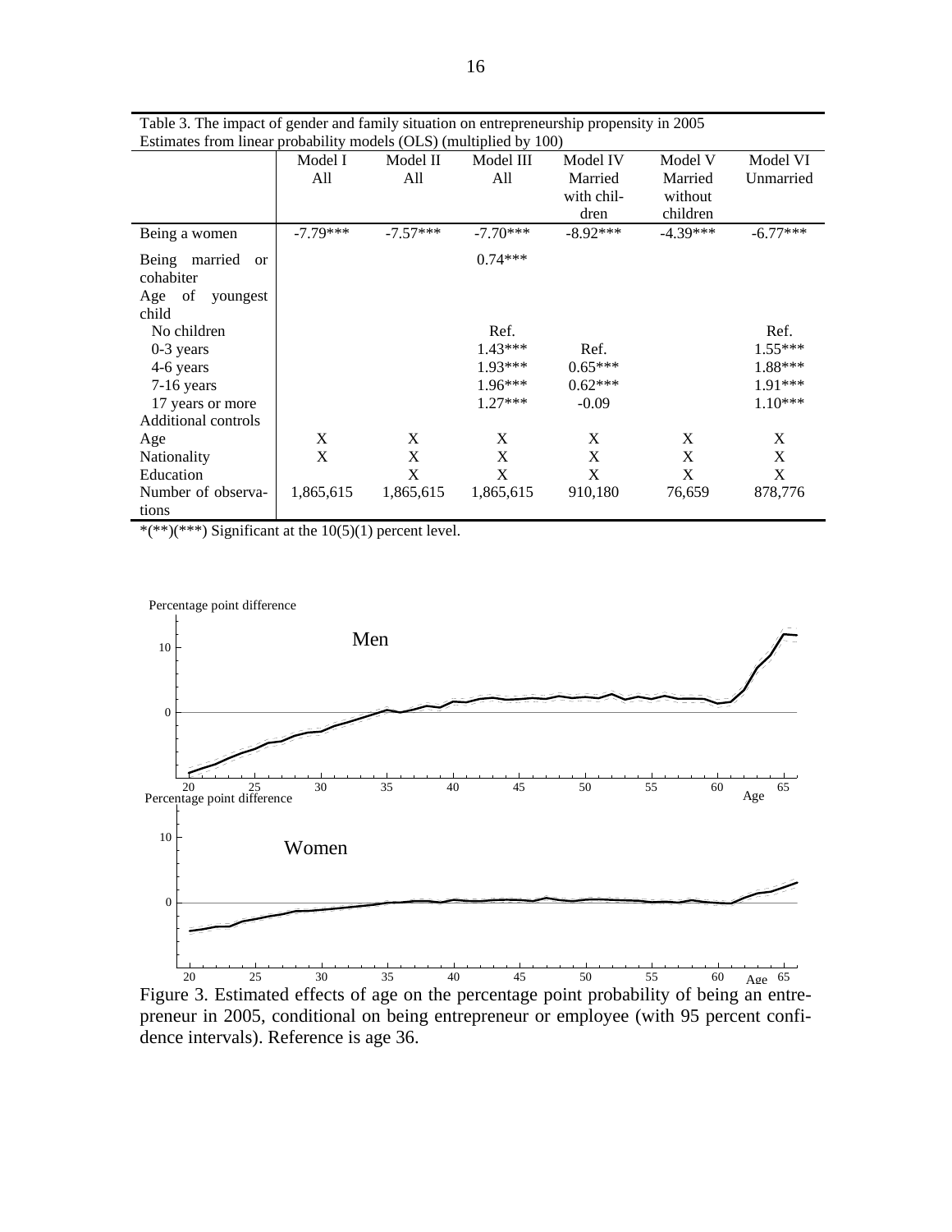Table 3. The impact of gender and family situation on entrepreneurship propensity in 2005
Estimates from linear probability models (OLS) (multiplied by 100)

| | Model I All | Model II All | Model III All | Model IV Married with children | Model V Married without children | Model VI Unmarried |
|---|---|---|---|---|---|---|
| Being a women | -7.79*** | -7.57*** | -7.70*** | -8.92*** | -4.39*** | -6.77*** |
| Being married or cohabiter | | | 0.74*** | | | |
| Age of youngest child | | | | | | |
| No children | | | Ref. | | | Ref. |
| 0-3 years | | | 1.43*** | Ref. | | 1.55*** |
| 4-6 years | | | 1.93*** | 0.65*** | | 1.88*** |
| 7-16 years | | | 1.96*** | 0.62*** | | 1.91*** |
| 17 years or more | | | 1.27*** | -0.09 | | 1.10*** |
| Additional controls | | | | | | |
| Age | X | X | X | X | X | X |
| Nationality | X | X | X | X | X | X |
| Education | | X | X | X | X | X |
| Number of observations | 1,865,615 | 1,865,615 | 1,865,615 | 910,180 | 76,659 | 878,776 |

*(**)(***) Significant at the 10(5)(1) percent level.

Figure 3. Estimated effects of age on the percentage point probability of being an entrepreneur in 2005, conditional on being entrepreneur or employee (with 95 percent confidence intervals). Reference is age 36.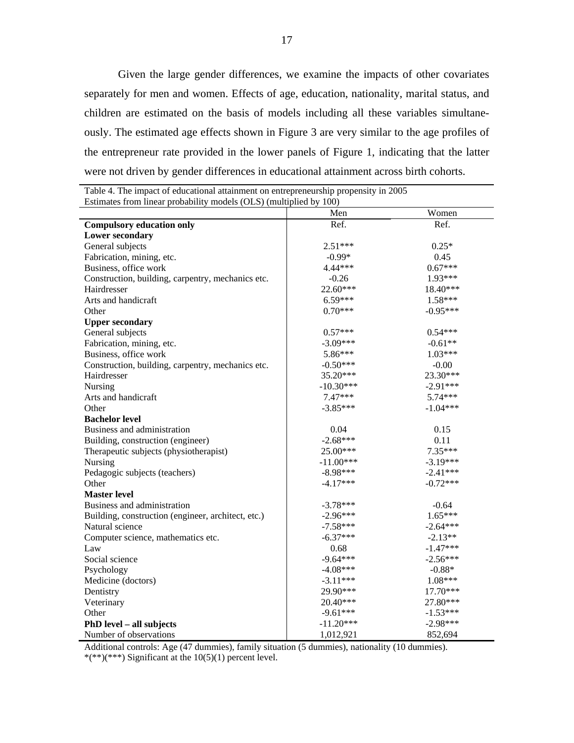Given the large gender differences, we examine the impacts of other covariates separately for men and women. Effects of age, education, nationality, marital status, and children are estimated on the basis of models including all these variables simultaneously. The estimated age effects shown in Figure 3 are very similar to the age profiles of the entrepreneur rate provided in the lower panels of Figure 1, indicating that the latter were not driven by gender differences in educational attainment across birth cohorts.

Table 4. The impact of educational attainment on entrepreneurship propensity in 2005
Estimates from linear probability models (OLS) (multiplied by 100)

| | Men | Women |
|---|---|---|
| **Compulsory education only** | Ref. | Ref. |
| **Lower secondary** | | |
| General subjects | 2.51*** | 0.25* |
| Fabrication, mining, etc. | -0.99* | 0.45 |
| Business, office work | 4.44*** | 0.67*** |
| Construction, building, carpentry, mechanics etc. | -0.26 | 1.93*** |
| Hairdresser | 22.60*** | 18.40*** |
| Arts and handicraft | 6.59*** | 1.58*** |
| Other | 0.70*** | -0.95*** |
| **Upper secondary** | | |
| General subjects | 0.57*** | 0.54*** |
| Fabrication, mining, etc. | -3.09*** | -0.61** |
| Business, office work | 5.86*** | 1.03*** |
| Construction, building, carpentry, mechanics etc. | -0.50*** | -0.00 |
| Hairdresser | 35.20*** | 23.30*** |
| Nursing | -10.30*** | -2.91*** |
| Arts and handicraft | 7.47*** | 5.74*** |
| Other | -3.85*** | -1.04*** |
| **Bachelor level** | | |
| Business and administration | 0.04 | 0.15 |
| Building, construction (engineer) | -2.68*** | 0.11 |
| Therapeutic subjects (physiotherapist) | 25.00*** | 7.35*** |
| Nursing | -11.00*** | -3.19*** |
| Pedagogic subjects (teachers) | -8.98*** | -2.41*** |
| Other | -4.17*** | -0.72*** |
| **Master level** | | |
| Business and administration | -3.78*** | -0.64 |
| Building, construction (engineer, architect, etc.) | -2.96*** | 1.65*** |
| Natural science | -7.58*** | -2.64*** |
| Computer science, mathematics etc. | -6.37*** | -2.13** |
| Law | 0.68 | -1.47*** |
| Social science | -9.64*** | -2.56*** |
| Psychology | -4.08*** | -0.88* |
| Medicine (doctors) | -3.11*** | 1.08*** |
| Dentistry | 29.90*** | 17.70*** |
| Veterinary | 20.40*** | 27.80*** |
| Other | -9.61*** | -1.53*** |
| **PhD level – all subjects** | -11.20*** | -2.98*** |
| Number of observations | 1,012,921 | 852,694 |

Additional controls: Age (47 dummies), family situation (5 dummies), nationality (10 dummies).
*(**)(***) Significant at the 10(5)(1) percent level.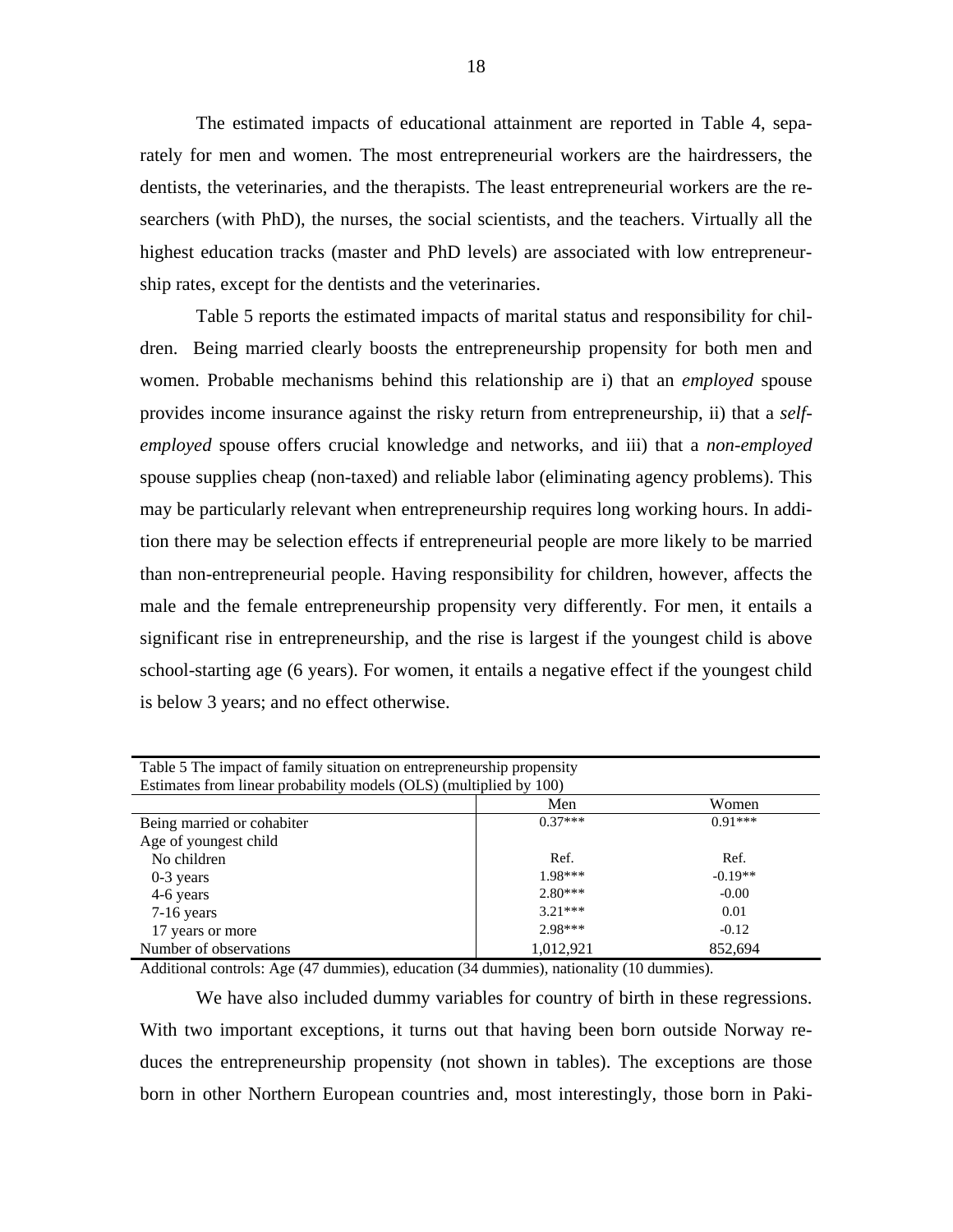The estimated impacts of educational attainment are reported in Table 4, separately for men and women. The most entrepreneurial workers are the hairdressers, the dentists, the veterinaries, and the therapists. The least entrepreneurial workers are the researchers (with PhD), the nurses, the social scientists, and the teachers. Virtually all the highest education tracks (master and PhD levels) are associated with low entrepreneurship rates, except for the dentists and the veterinaries.

Table 5 reports the estimated impacts of marital status and responsibility for children. Being married clearly boosts the entrepreneurship propensity for both men and women. Probable mechanisms behind this relationship are i) that an *employed* spouse provides income insurance against the risky return from entrepreneurship, ii) that a *self-employed* spouse offers crucial knowledge and networks, and iii) that a *non-employed* spouse supplies cheap (non-taxed) and reliable labor (eliminating agency problems). This may be particularly relevant when entrepreneurship requires long working hours. In addition there may be selection effects if entrepreneurial people are more likely to be married than non-entrepreneurial people. Having responsibility for children, however, affects the male and the female entrepreneurship propensity very differently. For men, it entails a significant rise in entrepreneurship, and the rise is largest if the youngest child is above school-starting age (6 years). For women, it entails a negative effect if the youngest child is below 3 years; and no effect otherwise.

Table 5 The impact of family situation on entrepreneurship propensity
Estimates from linear probability models (OLS) (multiplied by 100)

| | Men | Women |
|---|---|---|
| Being married or cohabiter | 0.37*** | 0.91*** |
| Age of youngest child | | |
| No children | Ref. | Ref. |
| 0-3 years | 1.98*** | -0.19** |
| 4-6 years | 2.80*** | -0.00 |
| 7-16 years | 3.21*** | 0.01 |
| 17 years or more | 2.98*** | -0.12 |
| Number of observations | 1,012,921 | 852,694 |

Additional controls: Age (47 dummies), education (34 dummies), nationality (10 dummies).

We have also included dummy variables for country of birth in these regressions. With two important exceptions, it turns out that having been born outside Norway reduces the entrepreneurship propensity (not shown in tables). The exceptions are those born in other Northern European countries and, most interestingly, those born in Paki-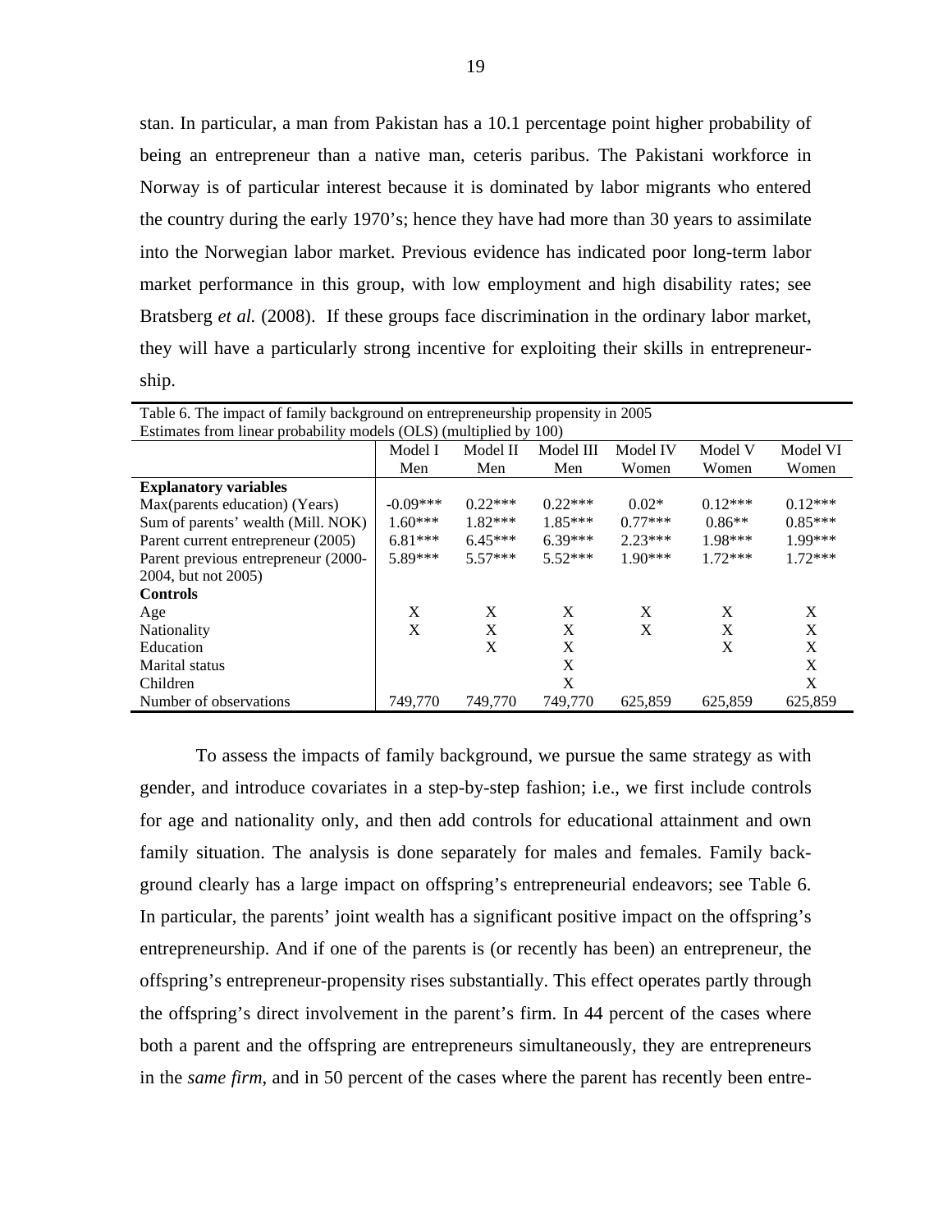stan. In particular, a man from Pakistan has a 10.1 percentage point higher probability of being an entrepreneur than a native man, ceteris paribus. The Pakistani workforce in Norway is of particular interest because it is dominated by labor migrants who entered the country during the early 1970's; hence they have had more than 30 years to assimilate into the Norwegian labor market. Previous evidence has indicated poor long-term labor market performance in this group, with low employment and high disability rates; see Bratsberg *et al.* (2008). If these groups face discrimination in the ordinary labor market, they will have a particularly strong incentive for exploiting their skills in entrepreneurship.

Table 6. The impact of family background on entrepreneurship propensity in 2005
Estimates from linear probability models (OLS) (multiplied by 100)

| | Model I Men | Model II Men | Model III Men | Model IV Women | Model V Women | Model VI Women |
|---|---|---|---|---|---|---|
| **Explanatory variables** | | | | | | |
| Max(parents education) (Years) | -0.09*** | 0.22*** | 0.22*** | 0.02* | 0.12*** | 0.12*** |
| Sum of parents' wealth (Mill. NOK) | 1.60*** | 1.82*** | 1.85*** | 0.77*** | 0.86** | 0.85*** |
| Parent current entrepreneur (2005) | 6.81*** | 6.45*** | 6.39*** | 2.23*** | 1.98*** | 1.99*** |
| Parent previous entrepreneur (2000-2004, but not 2005) | 5.89*** | 5.57*** | 5.52*** | 1.90*** | 1.72*** | 1.72*** |
| **Controls** | | | | | | |
| Age | X | X | X | X | X | X |
| Nationality | X | X | X | X | X | X |
| Education | | X | X | | X | X |
| Marital status | | | X | | | X |
| Children | | | X | | | X |
| Number of observations | 749,770 | 749,770 | 749,770 | 625,859 | 625,859 | 625,859 |

To assess the impacts of family background, we pursue the same strategy as with gender, and introduce covariates in a step-by-step fashion; i.e., we first include controls for age and nationality only, and then add controls for educational attainment and own family situation. The analysis is done separately for males and females. Family background clearly has a large impact on offspring's entrepreneurial endeavors; see Table 6. In particular, the parents' joint wealth has a significant positive impact on the offspring's entrepreneurship. And if one of the parents is (or recently has been) an entrepreneur, the offspring's entrepreneur-propensity rises substantially. This effect operates partly through the offspring's direct involvement in the parent's firm. In 44 percent of the cases where both a parent and the offspring are entrepreneurs simultaneously, they are entrepreneurs in the *same firm*, and in 50 percent of the cases where the parent has recently been entre-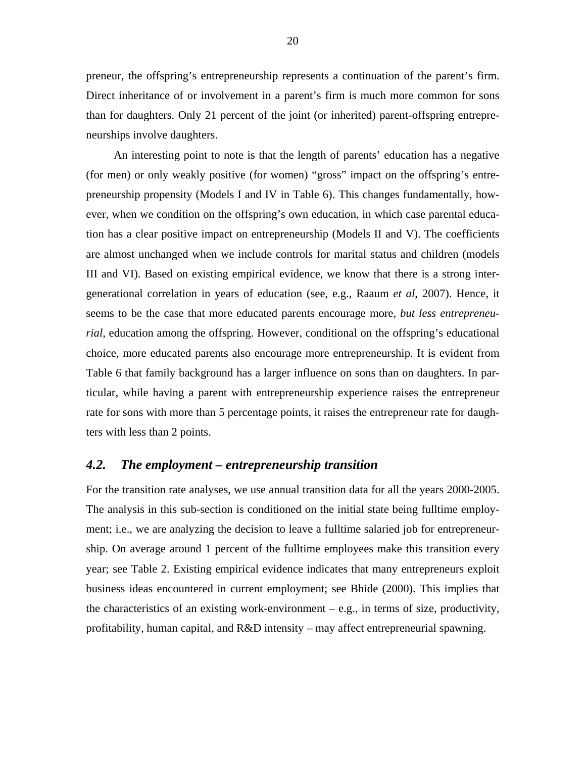preneur, the offspring's entrepreneurship represents a continuation of the parent's firm. Direct inheritance of or involvement in a parent's firm is much more common for sons than for daughters. Only 21 percent of the joint (or inherited) parent-offspring entrepreneurships involve daughters.

An interesting point to note is that the length of parents' education has a negative (for men) or only weakly positive (for women) "gross" impact on the offspring's entrepreneurship propensity (Models I and IV in Table 6). This changes fundamentally, however, when we condition on the offspring's own education, in which case parental education has a clear positive impact on entrepreneurship (Models II and V). The coefficients are almost unchanged when we include controls for marital status and children (models III and VI). Based on existing empirical evidence, we know that there is a strong intergenerational correlation in years of education (see, e.g., Raaum *et al*, 2007). Hence, it seems to be the case that more educated parents encourage more, *but less entrepreneurial*, education among the offspring. However, conditional on the offspring's educational choice, more educated parents also encourage more entrepreneurship. It is evident from Table 6 that family background has a larger influence on sons than on daughters. In particular, while having a parent with entrepreneurship experience raises the entrepreneur rate for sons with more than 5 percentage points, it raises the entrepreneur rate for daughters with less than 2 points.

### *4.2. The employment – entrepreneurship transition*

For the transition rate analyses, we use annual transition data for all the years 2000-2005. The analysis in this sub-section is conditioned on the initial state being fulltime employment; i.e., we are analyzing the decision to leave a fulltime salaried job for entrepreneurship. On average around 1 percent of the fulltime employees make this transition every year; see Table 2. Existing empirical evidence indicates that many entrepreneurs exploit business ideas encountered in current employment; see Bhide (2000). This implies that the characteristics of an existing work-environment – e.g., in terms of size, productivity, profitability, human capital, and R&D intensity – may affect entrepreneurial spawning.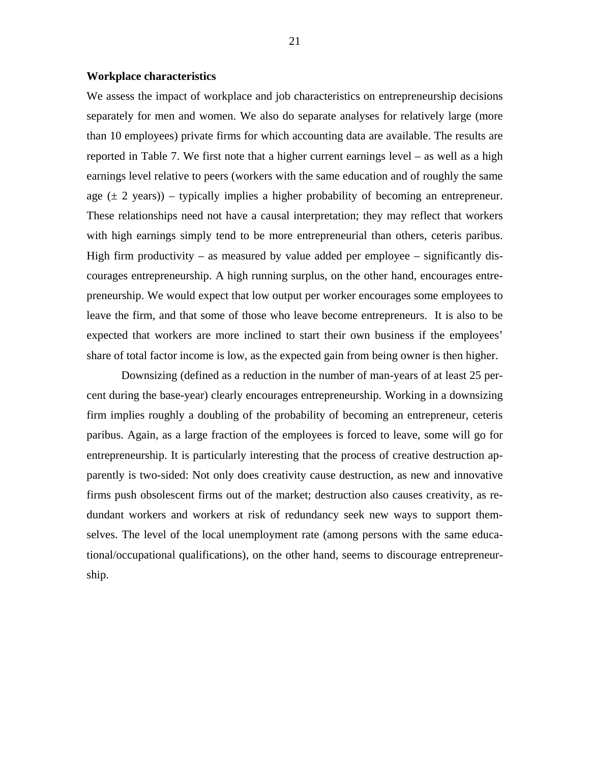**Workplace characteristics**

We assess the impact of workplace and job characteristics on entrepreneurship decisions separately for men and women. We also do separate analyses for relatively large (more than 10 employees) private firms for which accounting data are available. The results are reported in Table 7. We first note that a higher current earnings level – as well as a high earnings level relative to peers (workers with the same education and of roughly the same age (± 2 years)) – typically implies a higher probability of becoming an entrepreneur. These relationships need not have a causal interpretation; they may reflect that workers with high earnings simply tend to be more entrepreneurial than others, ceteris paribus. High firm productivity – as measured by value added per employee – significantly discourages entrepreneurship. A high running surplus, on the other hand, encourages entrepreneurship. We would expect that low output per worker encourages some employees to leave the firm, and that some of those who leave become entrepreneurs. It is also to be expected that workers are more inclined to start their own business if the employees' share of total factor income is low, as the expected gain from being owner is then higher.

Downsizing (defined as a reduction in the number of man-years of at least 25 percent during the base-year) clearly encourages entrepreneurship. Working in a downsizing firm implies roughly a doubling of the probability of becoming an entrepreneur, ceteris paribus. Again, as a large fraction of the employees is forced to leave, some will go for entrepreneurship. It is particularly interesting that the process of creative destruction apparently is two-sided: Not only does creativity cause destruction, as new and innovative firms push obsolescent firms out of the market; destruction also causes creativity, as redundant workers and workers at risk of redundancy seek new ways to support themselves. The level of the local unemployment rate (among persons with the same educational/occupational qualifications), on the other hand, seems to discourage entrepreneurship.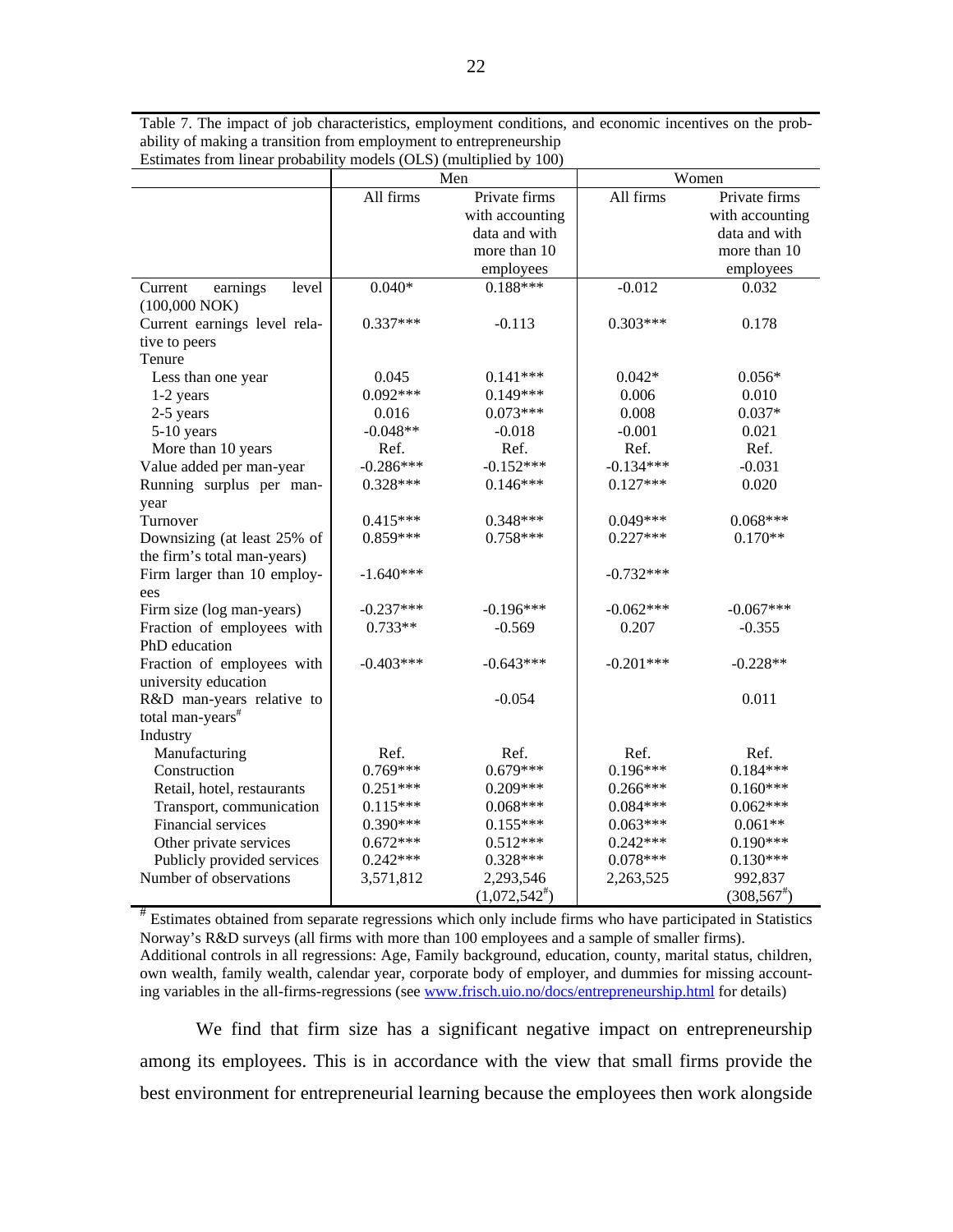Table 7. The impact of job characteristics, employment conditions, and economic incentives on the probability of making a transition from employment to entrepreneurship
Estimates from linear probability models (OLS) (multiplied by 100)

| | Men | | Women | |
|---|---|---|---|---|
| | All firms | Private firms with accounting data and with more than 10 employees | All firms | Private firms with accounting data and with more than 10 employees |
| Current earnings level (100,000 NOK) | 0.040* | 0.188*** | -0.012 | 0.032 |
| Current earnings level relative to peers | 0.337*** | -0.113 | 0.303*** | 0.178 |
| Tenure | | | | |
| Less than one year | 0.045 | 0.141*** | 0.042* | 0.056* |
| 1-2 years | 0.092*** | 0.149*** | 0.006 | 0.010 |
| 2-5 years | 0.016 | 0.073*** | 0.008 | 0.037* |
| 5-10 years | -0.048** | -0.018 | -0.001 | 0.021 |
| More than 10 years | Ref. | Ref. | Ref. | Ref. |
| Value added per man-year | -0.286*** | -0.152*** | -0.134*** | -0.031 |
| Running surplus per man-year | 0.328*** | 0.146*** | 0.127*** | 0.020 |
| Turnover | 0.415*** | 0.348*** | 0.049*** | 0.068*** |
| Downsizing (at least 25% of the firm's total man-years) | 0.859*** | 0.758*** | 0.227*** | 0.170** |
| Firm larger than 10 employees | -1.640*** | | -0.732*** | |
| Firm size (log man-years) | -0.237*** | -0.196*** | -0.062*** | -0.067*** |
| Fraction of employees with PhD education | 0.733** | -0.569 | 0.207 | -0.355 |
| Fraction of employees with university education | -0.403*** | -0.643*** | -0.201*** | -0.228** |
| R&D man-years relative to total man-years[#] | | -0.054 | | 0.011 |
| Industry | | | | |
| Manufacturing | Ref. | Ref. | Ref. | Ref. |
| Construction | 0.769*** | 0.679*** | 0.196*** | 0.184*** |
| Retail, hotel, restaurants | 0.251*** | 0.209*** | 0.266*** | 0.160*** |
| Transport, communication | 0.115*** | 0.068*** | 0.084*** | 0.062*** |
| Financial services | 0.390*** | 0.155*** | 0.063*** | 0.061** |
| Other private services | 0.672*** | 0.512*** | 0.242*** | 0.190*** |
| Publicly provided services | 0.242*** | 0.328*** | 0.078*** | 0.130*** |
| Number of observations | 3,571,812 | 2,293,546 (1,072,542[#]) | 2,263,525 | 992,837 (308,567[#]) |

[#] Estimates obtained from separate regressions which only include firms who have participated in Statistics Norway's R&D surveys (all firms with more than 100 employees and a sample of smaller firms).
Additional controls in all regressions: Age, Family background, education, county, marital status, children, own wealth, family wealth, calendar year, corporate body of employer, and dummies for missing accounting variables in the all-firms-regressions (see www.frisch.uio.no/docs/entrepreneurship.html for details)

We find that firm size has a significant negative impact on entrepreneurship among its employees. This is in accordance with the view that small firms provide the best environment for entrepreneurial learning because the employees then work alongside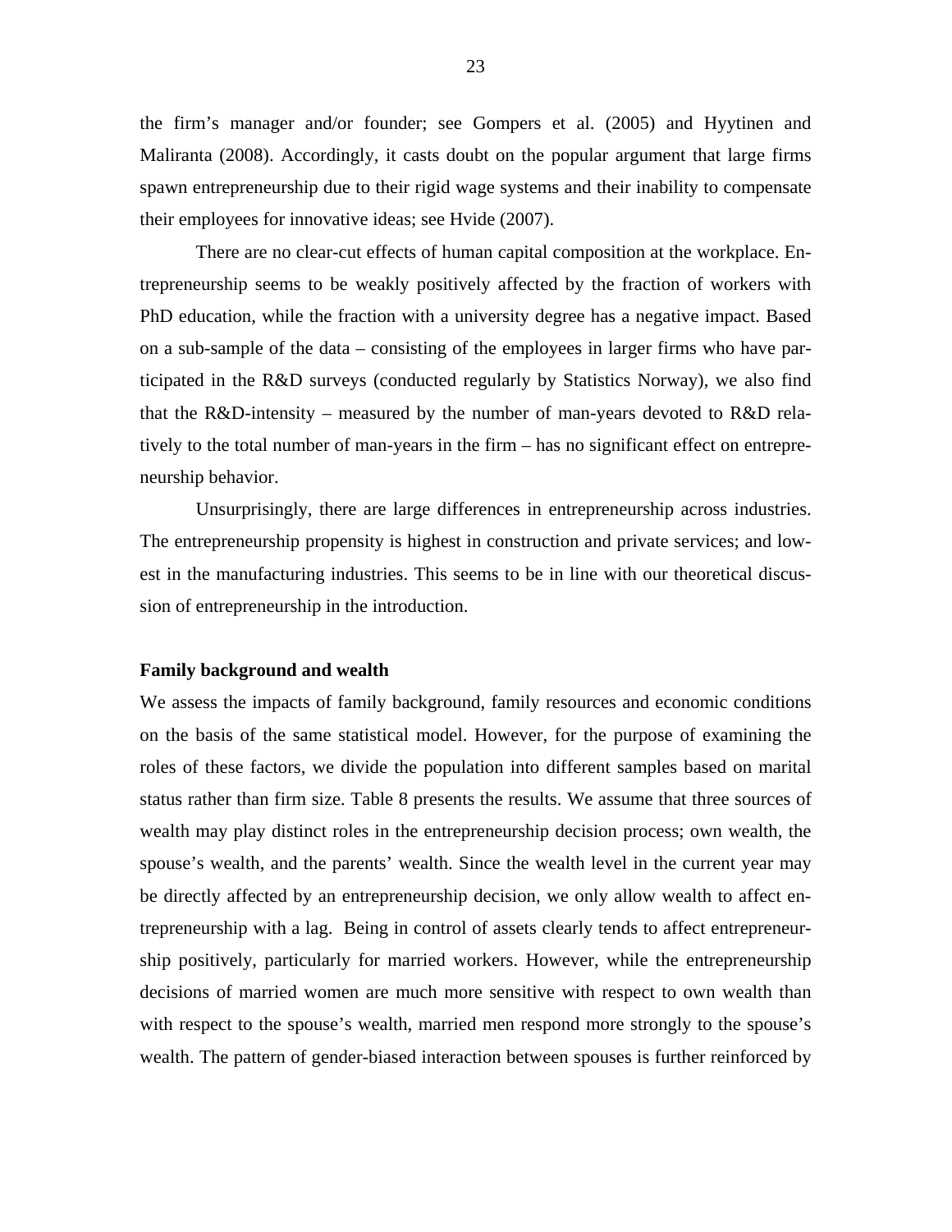the firm's manager and/or founder; see Gompers et al. (2005) and Hyytinen and Maliranta (2008). Accordingly, it casts doubt on the popular argument that large firms spawn entrepreneurship due to their rigid wage systems and their inability to compensate their employees for innovative ideas; see Hvide (2007).

There are no clear-cut effects of human capital composition at the workplace. Entrepreneurship seems to be weakly positively affected by the fraction of workers with PhD education, while the fraction with a university degree has a negative impact. Based on a sub-sample of the data – consisting of the employees in larger firms who have participated in the R&D surveys (conducted regularly by Statistics Norway), we also find that the R&D-intensity – measured by the number of man-years devoted to R&D relatively to the total number of man-years in the firm – has no significant effect on entrepreneurship behavior.

Unsurprisingly, there are large differences in entrepreneurship across industries. The entrepreneurship propensity is highest in construction and private services; and lowest in the manufacturing industries. This seems to be in line with our theoretical discussion of entrepreneurship in the introduction.

**Family background and wealth**

We assess the impacts of family background, family resources and economic conditions on the basis of the same statistical model. However, for the purpose of examining the roles of these factors, we divide the population into different samples based on marital status rather than firm size. Table 8 presents the results. We assume that three sources of wealth may play distinct roles in the entrepreneurship decision process; own wealth, the spouse's wealth, and the parents' wealth. Since the wealth level in the current year may be directly affected by an entrepreneurship decision, we only allow wealth to affect entrepreneurship with a lag. Being in control of assets clearly tends to affect entrepreneurship positively, particularly for married workers. However, while the entrepreneurship decisions of married women are much more sensitive with respect to own wealth than with respect to the spouse's wealth, married men respond more strongly to the spouse's wealth. The pattern of gender-biased interaction between spouses is further reinforced by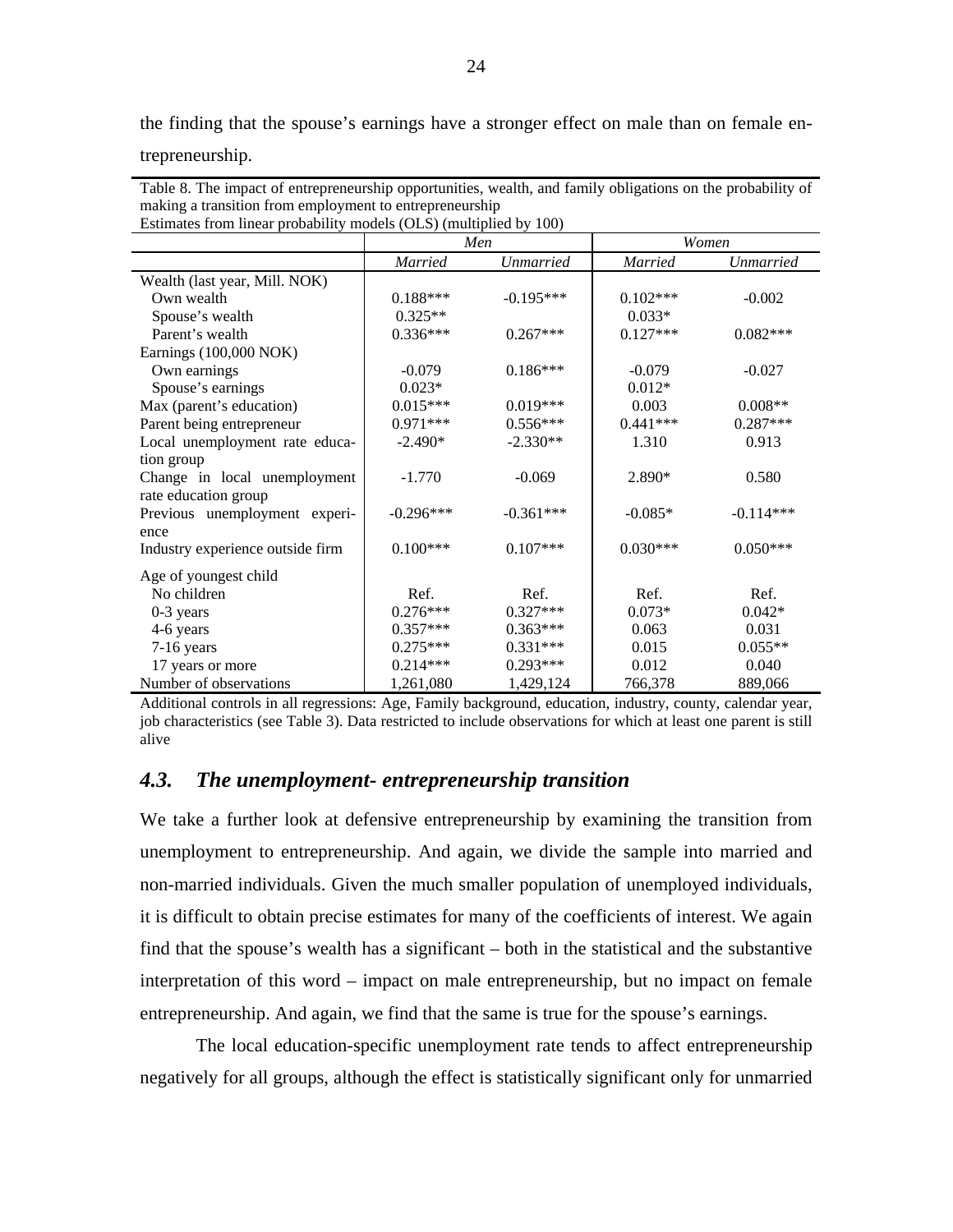the finding that the spouse's earnings have a stronger effect on male than on female entrepreneurship.

Table 8. The impact of entrepreneurship opportunities, wealth, and family obligations on the probability of making a transition from employment to entrepreneurship
Estimates from linear probability models (OLS) (multiplied by 100)

| | *Men* | | *Women* | |
|---|---|---|---|---|
| | *Married* | *Unmarried* | *Married* | *Unmarried* |
| Wealth (last year, Mill. NOK) | | | | |
| Own wealth | 0.188*** | -0.195*** | 0.102*** | -0.002 |
| Spouse's wealth | 0.325** | | 0.033* | |
| Parent's wealth | 0.336*** | 0.267*** | 0.127*** | 0.082*** |
| Earnings (100,000 NOK) | | | | |
| Own earnings | -0.079 | 0.186*** | -0.079 | -0.027 |
| Spouse's earnings | 0.023* | | 0.012* | |
| Max (parent's education) | 0.015*** | 0.019*** | 0.003 | 0.008** |
| Parent being entrepreneur | 0.971*** | 0.556*** | 0.441*** | 0.287*** |
| Local unemployment rate education group | -2.490* | -2.330** | 1.310 | 0.913 |
| Change in local unemployment rate education group | -1.770 | -0.069 | 2.890* | 0.580 |
| Previous unemployment experience | -0.296*** | -0.361*** | -0.085* | -0.114*** |
| Industry experience outside firm | 0.100*** | 0.107*** | 0.030*** | 0.050*** |
| Age of youngest child | | | | |
| No children | Ref. | Ref. | Ref. | Ref. |
| 0-3 years | 0.276*** | 0.327*** | 0.073* | 0.042* |
| 4-6 years | 0.357*** | 0.363*** | 0.063 | 0.031 |
| 7-16 years | 0.275*** | 0.331*** | 0.015 | 0.055** |
| 17 years or more | 0.214*** | 0.293*** | 0.012 | 0.040 |
| Number of observations | 1,261,080 | 1,429,124 | 766,378 | 889,066 |

Additional controls in all regressions: Age, Family background, education, industry, county, calendar year, job characteristics (see Table 3). Data restricted to include observations for which at least one parent is still alive

### *4.3. The unemployment- entrepreneurship transition*

We take a further look at defensive entrepreneurship by examining the transition from unemployment to entrepreneurship. And again, we divide the sample into married and non-married individuals. Given the much smaller population of unemployed individuals, it is difficult to obtain precise estimates for many of the coefficients of interest. We again find that the spouse's wealth has a significant – both in the statistical and the substantive interpretation of this word – impact on male entrepreneurship, but no impact on female entrepreneurship. And again, we find that the same is true for the spouse's earnings.

The local education-specific unemployment rate tends to affect entrepreneurship negatively for all groups, although the effect is statistically significant only for unmarried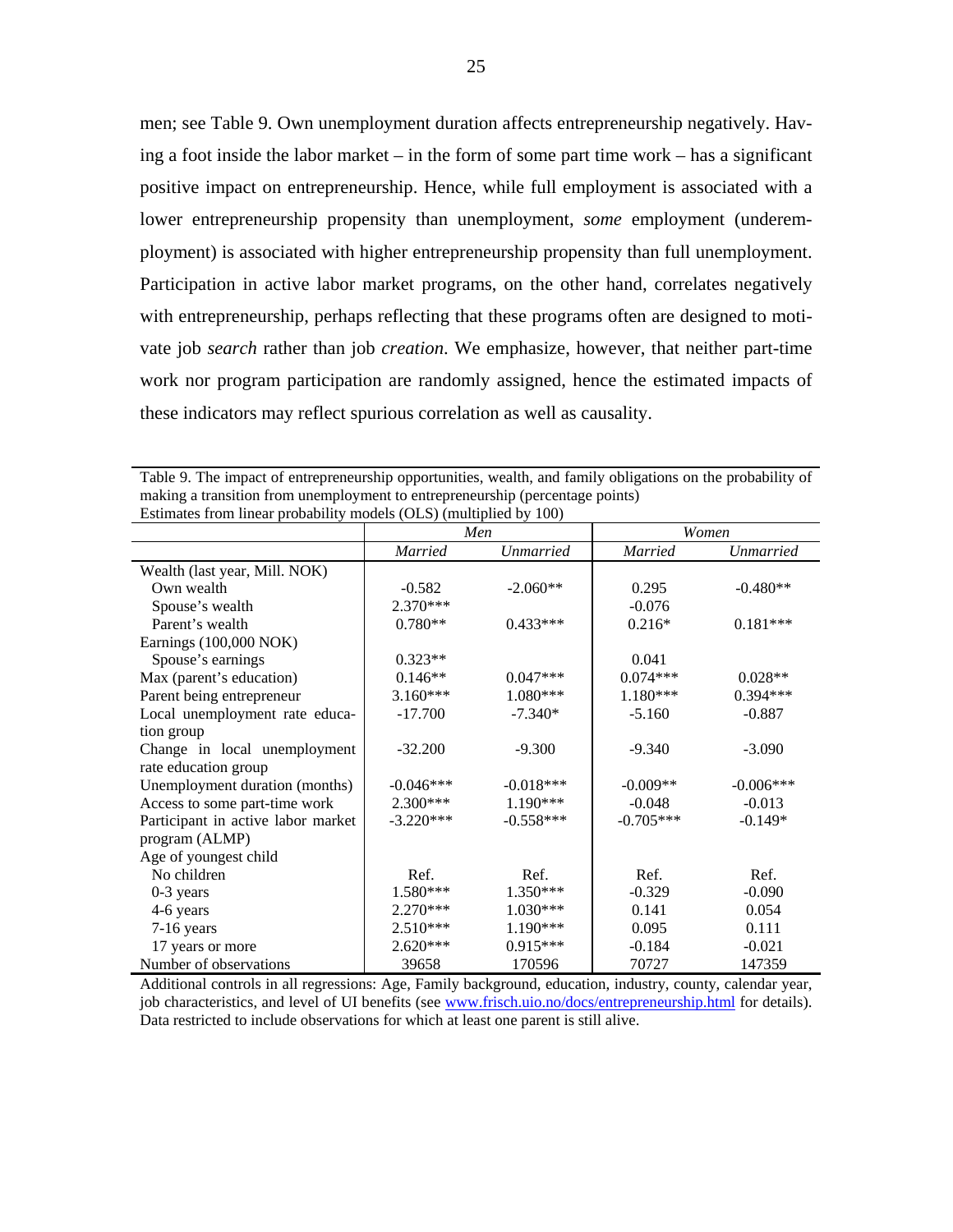men; see Table 9. Own unemployment duration affects entrepreneurship negatively. Having a foot inside the labor market – in the form of some part time work – has a significant positive impact on entrepreneurship. Hence, while full employment is associated with a lower entrepreneurship propensity than unemployment, *some* employment (underemployment) is associated with higher entrepreneurship propensity than full unemployment. Participation in active labor market programs, on the other hand, correlates negatively with entrepreneurship, perhaps reflecting that these programs often are designed to motivate job *search* rather than job *creation*. We emphasize, however, that neither part-time work nor program participation are randomly assigned, hence the estimated impacts of these indicators may reflect spurious correlation as well as causality.

Table 9. The impact of entrepreneurship opportunities, wealth, and family obligations on the probability of making a transition from unemployment to entrepreneurship (percentage points)
Estimates from linear probability models (OLS) (multiplied by 100)

| | *Men* | | *Women* | |
|---|---|---|---|---|
| | *Married* | *Unmarried* | *Married* | *Unmarried* |
| Wealth (last year, Mill. NOK) | | | | |
| Own wealth | -0.582 | -2.060** | 0.295 | -0.480** |
| Spouse's wealth | 2.370*** | | -0.076 | |
| Parent's wealth | 0.780** | 0.433*** | 0.216* | 0.181*** |
| Earnings (100,000 NOK) | | | | |
| Spouse's earnings | 0.323** | | 0.041 | |
| Max (parent's education) | 0.146** | 0.047*** | 0.074*** | 0.028** |
| Parent being entrepreneur | 3.160*** | 1.080*** | 1.180*** | 0.394*** |
| Local unemployment rate education group | -17.700 | -7.340* | -5.160 | -0.887 |
| Change in local unemployment rate education group | -32.200 | -9.300 | -9.340 | -3.090 |
| Unemployment duration (months) | -0.046*** | -0.018*** | -0.009** | -0.006*** |
| Access to some part-time work | 2.300*** | 1.190*** | -0.048 | -0.013 |
| Participant in active labor market program (ALMP) | -3.220*** | -0.558*** | -0.705*** | -0.149* |
| Age of youngest child | | | | |
| No children | Ref. | Ref. | Ref. | Ref. |
| 0-3 years | 1.580*** | 1.350*** | -0.329 | -0.090 |
| 4-6 years | 2.270*** | 1.030*** | 0.141 | 0.054 |
| 7-16 years | 2.510*** | 1.190*** | 0.095 | 0.111 |
| 17 years or more | 2.620*** | 0.915*** | -0.184 | -0.021 |
| Number of observations | 39658 | 170596 | 70727 | 147359 |

Additional controls in all regressions: Age, Family background, education, industry, county, calendar year, job characteristics, and level of UI benefits (see www.frisch.uio.no/docs/entrepreneurship.html for details). Data restricted to include observations for which at least one parent is still alive.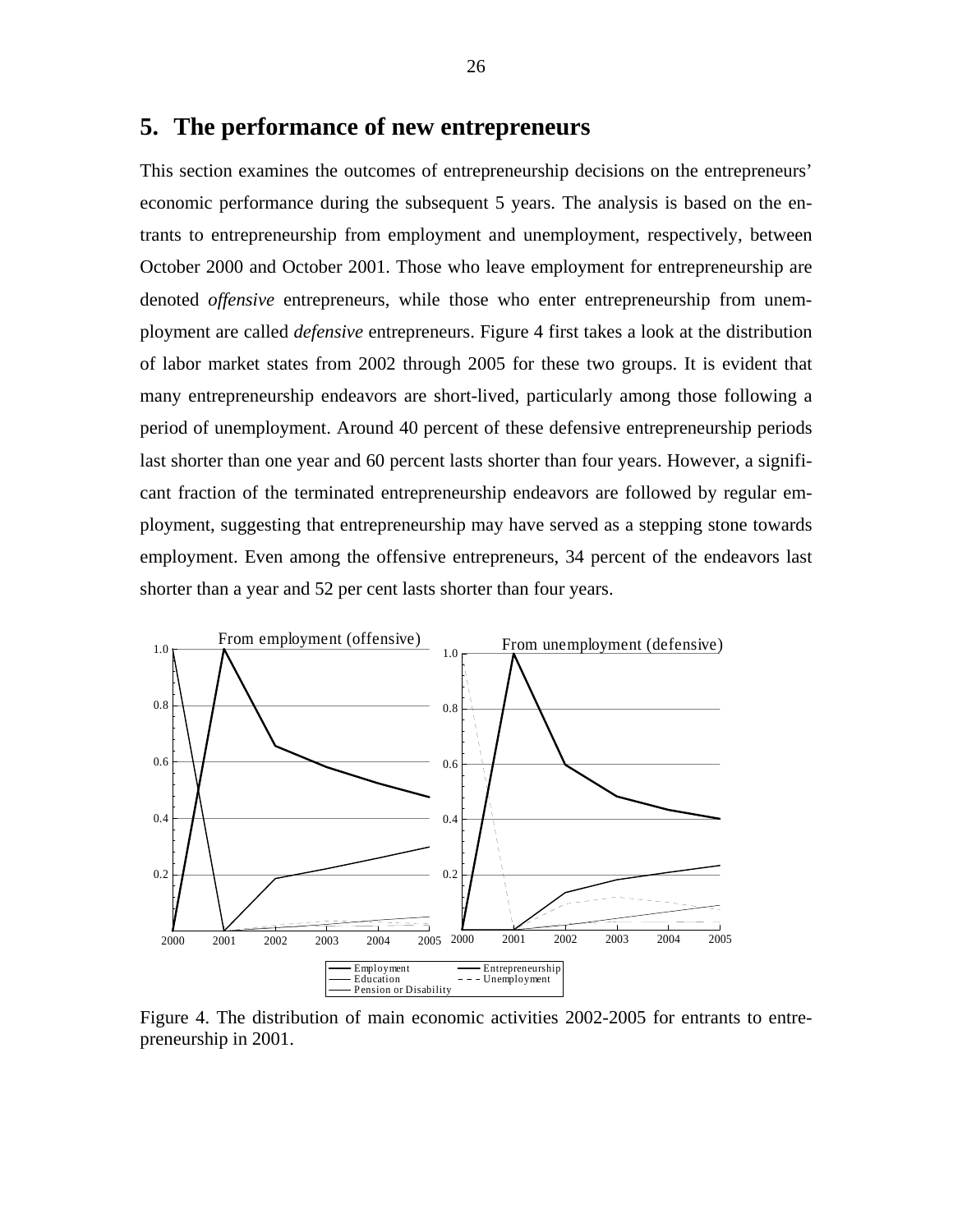## 5. The performance of new entrepreneurs

This section examines the outcomes of entrepreneurship decisions on the entrepreneurs' economic performance during the subsequent 5 years. The analysis is based on the entrants to entrepreneurship from employment and unemployment, respectively, between October 2000 and October 2001. Those who leave employment for entrepreneurship are denoted *offensive* entrepreneurs, while those who enter entrepreneurship from unemployment are called *defensive* entrepreneurs. Figure 4 first takes a look at the distribution of labor market states from 2002 through 2005 for these two groups. It is evident that many entrepreneurship endeavors are short-lived, particularly among those following a period of unemployment. Around 40 percent of these defensive entrepreneurship periods last shorter than one year and 60 percent lasts shorter than four years. However, a significant fraction of the terminated entrepreneurship endeavors are followed by regular employment, suggesting that entrepreneurship may have served as a stepping stone towards employment. Even among the offensive entrepreneurs, 34 percent of the endeavors last shorter than a year and 52 per cent lasts shorter than four years.

Figure 4. The distribution of main economic activities 2002-2005 for entrants to entrepreneurship in 2001.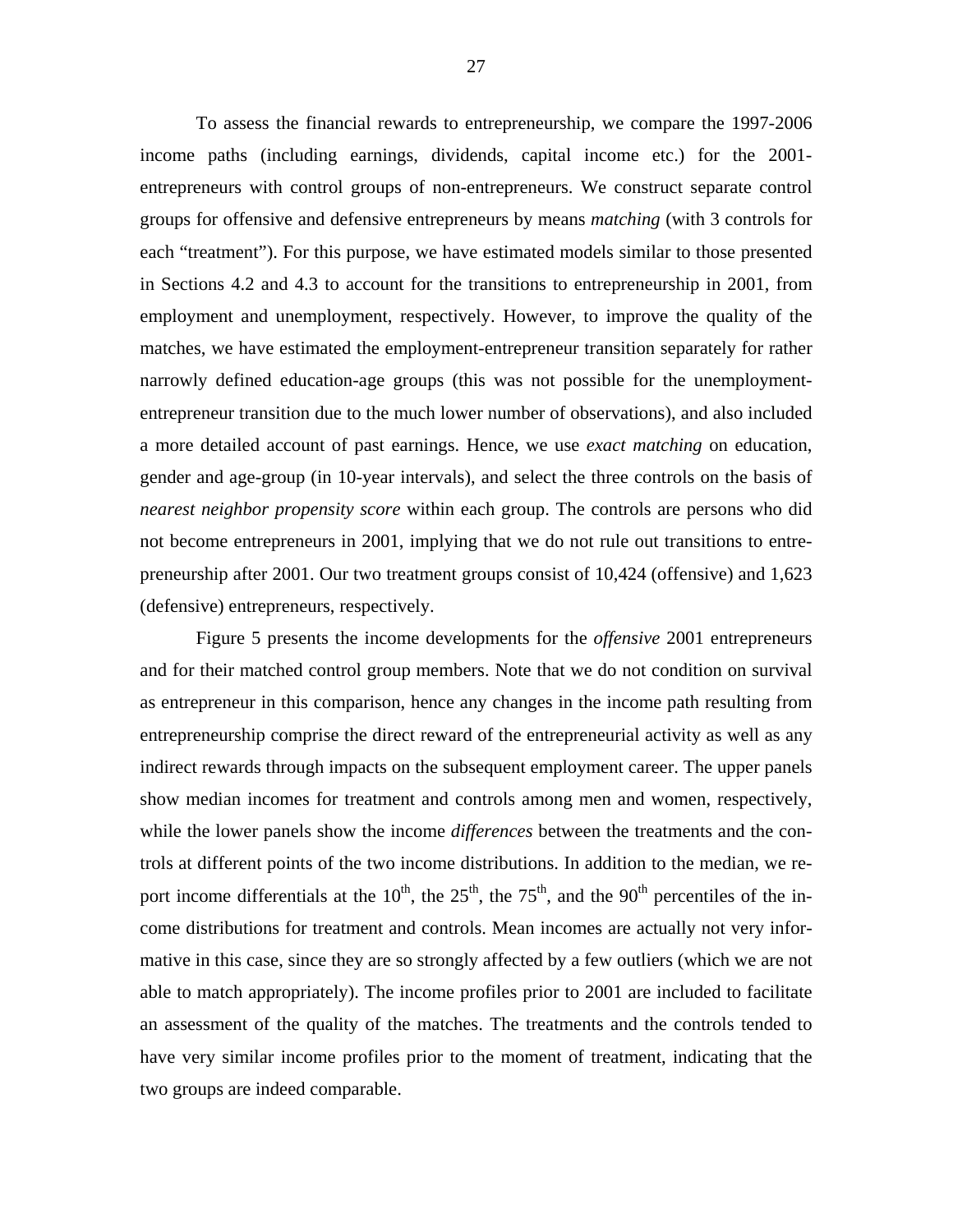To assess the financial rewards to entrepreneurship, we compare the 1997-2006 income paths (including earnings, dividends, capital income etc.) for the 2001-entrepreneurs with control groups of non-entrepreneurs. We construct separate control groups for offensive and defensive entrepreneurs by means *matching* (with 3 controls for each "treatment"). For this purpose, we have estimated models similar to those presented in Sections 4.2 and 4.3 to account for the transitions to entrepreneurship in 2001, from employment and unemployment, respectively. However, to improve the quality of the matches, we have estimated the employment-entrepreneur transition separately for rather narrowly defined education-age groups (this was not possible for the unemployment-entrepreneur transition due to the much lower number of observations), and also included a more detailed account of past earnings. Hence, we use *exact matching* on education, gender and age-group (in 10-year intervals), and select the three controls on the basis of *nearest neighbor propensity score* within each group. The controls are persons who did not become entrepreneurs in 2001, implying that we do not rule out transitions to entrepreneurship after 2001. Our two treatment groups consist of 10,424 (offensive) and 1,623 (defensive) entrepreneurs, respectively.

Figure 5 presents the income developments for the *offensive* 2001 entrepreneurs and for their matched control group members. Note that we do not condition on survival as entrepreneur in this comparison, hence any changes in the income path resulting from entrepreneurship comprise the direct reward of the entrepreneurial activity as well as any indirect rewards through impacts on the subsequent employment career. The upper panels show median incomes for treatment and controls among men and women, respectively, while the lower panels show the income *differences* between the treatments and the controls at different points of the two income distributions. In addition to the median, we report income differentials at the $10^{th}$, the $25^{th}$, the $75^{th}$, and the $90^{th}$ percentiles of the income distributions for treatment and controls. Mean incomes are actually not very informative in this case, since they are so strongly affected by a few outliers (which we are not able to match appropriately). The income profiles prior to 2001 are included to facilitate an assessment of the quality of the matches. The treatments and the controls tended to have very similar income profiles prior to the moment of treatment, indicating that the two groups are indeed comparable.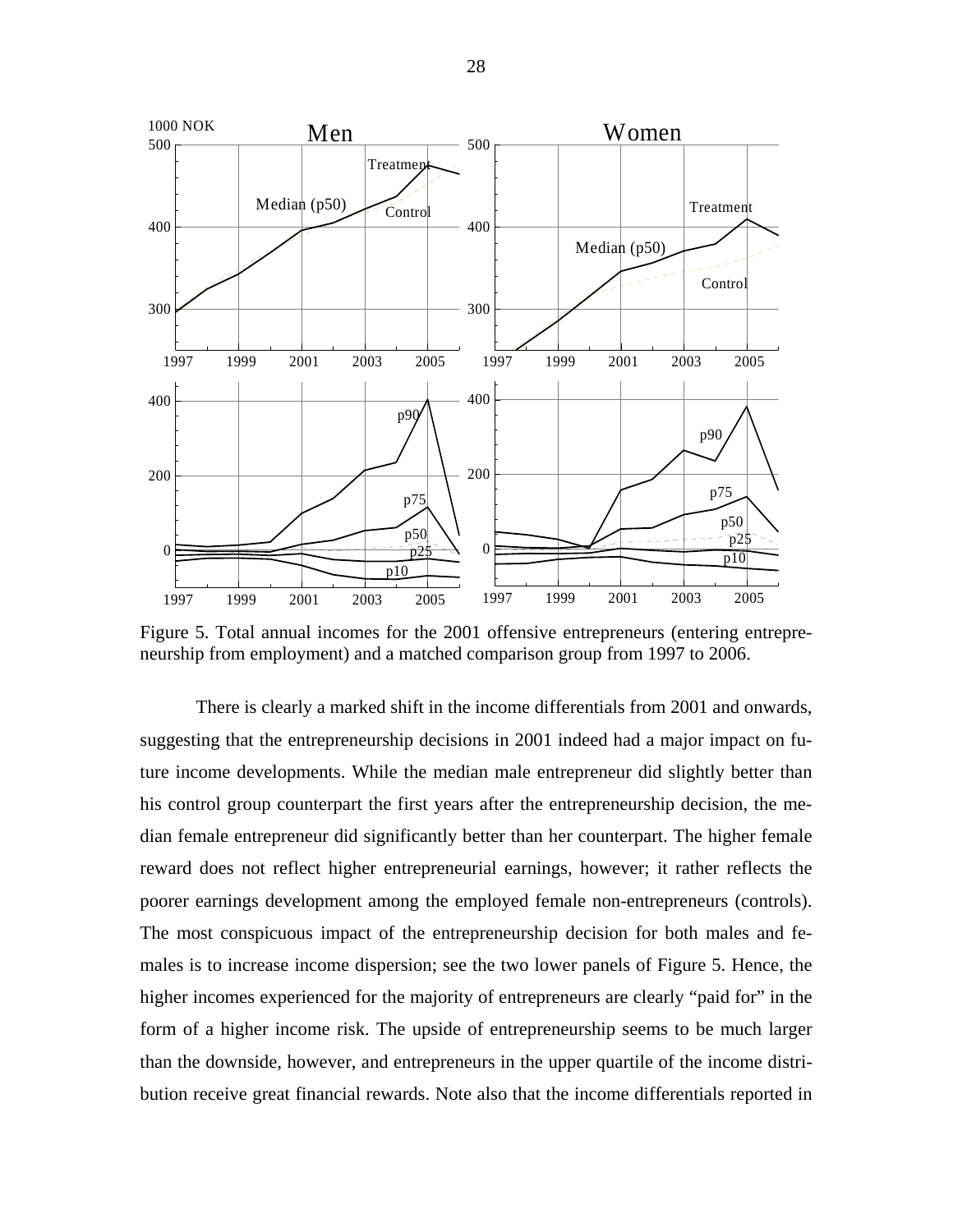Figure 5. Total annual incomes for the 2001 offensive entrepreneurs (entering entrepreneurship from employment) and a matched comparison group from 1997 to 2006.

There is clearly a marked shift in the income differentials from 2001 and onwards, suggesting that the entrepreneurship decisions in 2001 indeed had a major impact on future income developments. While the median male entrepreneur did slightly better than his control group counterpart the first years after the entrepreneurship decision, the median female entrepreneur did significantly better than her counterpart. The higher female reward does not reflect higher entrepreneurial earnings, however; it rather reflects the poorer earnings development among the employed female non-entrepreneurs (controls). The most conspicuous impact of the entrepreneurship decision for both males and females is to increase income dispersion; see the two lower panels of Figure 5. Hence, the higher incomes experienced for the majority of entrepreneurs are clearly "paid for" in the form of a higher income risk. The upside of entrepreneurship seems to be much larger than the downside, however, and entrepreneurs in the upper quartile of the income distribution receive great financial rewards. Note also that the income differentials reported in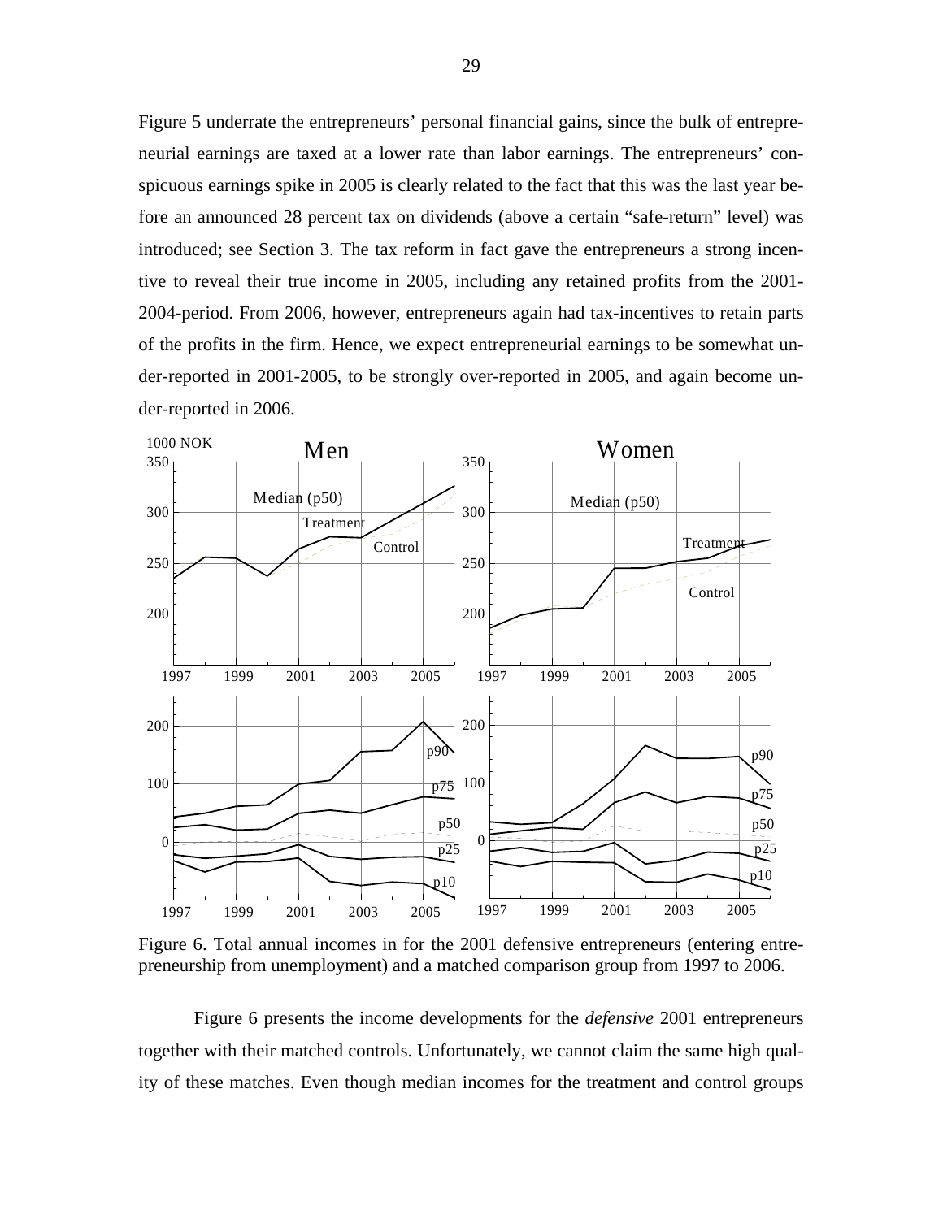Figure 5 underrate the entrepreneurs' personal financial gains, since the bulk of entrepreneurial earnings are taxed at a lower rate than labor earnings. The entrepreneurs' conspicuous earnings spike in 2005 is clearly related to the fact that this was the last year before an announced 28 percent tax on dividends (above a certain "safe-return" level) was introduced; see Section 3. The tax reform in fact gave the entrepreneurs a strong incentive to reveal their true income in 2005, including any retained profits from the 2001-2004-period. From 2006, however, entrepreneurs again had tax-incentives to retain parts of the profits in the firm. Hence, we expect entrepreneurial earnings to be somewhat under-reported in 2001-2005, to be strongly over-reported in 2005, and again become under-reported in 2006.

Figure 6. Total annual incomes in for the 2001 defensive entrepreneurs (entering entrepreneurship from unemployment) and a matched comparison group from 1997 to 2006.

Figure 6 presents the income developments for the *defensive* 2001 entrepreneurs together with their matched controls. Unfortunately, we cannot claim the same high quality of these matches. Even though median incomes for the treatment and control groups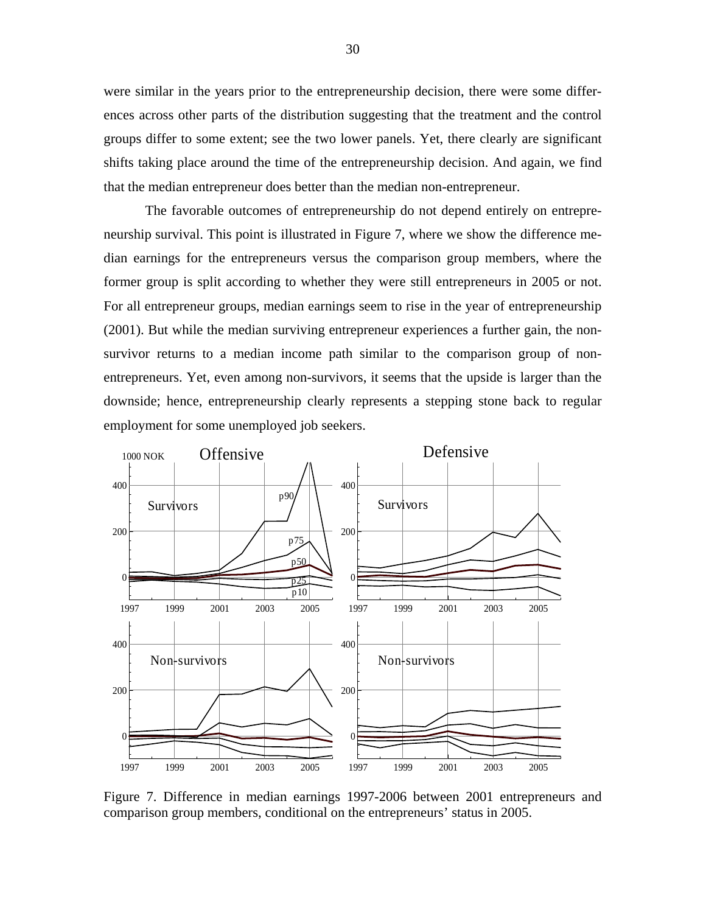were similar in the years prior to the entrepreneurship decision, there were some differences across other parts of the distribution suggesting that the treatment and the control groups differ to some extent; see the two lower panels. Yet, there clearly are significant shifts taking place around the time of the entrepreneurship decision. And again, we find that the median entrepreneur does better than the median non-entrepreneur.

The favorable outcomes of entrepreneurship do not depend entirely on entrepreneurship survival. This point is illustrated in Figure 7, where we show the difference median earnings for the entrepreneurs versus the comparison group members, where the former group is split according to whether they were still entrepreneurs in 2005 or not. For all entrepreneur groups, median earnings seem to rise in the year of entrepreneurship (2001). But while the median surviving entrepreneur experiences a further gain, the non-survivor returns to a median income path similar to the comparison group of non-entrepreneurs. Yet, even among non-survivors, it seems that the upside is larger than the downside; hence, entrepreneurship clearly represents a stepping stone back to regular employment for some unemployed job seekers.

Figure 7. Difference in median earnings 1997-2006 between 2001 entrepreneurs and comparison group members, conditional on the entrepreneurs' status in 2005.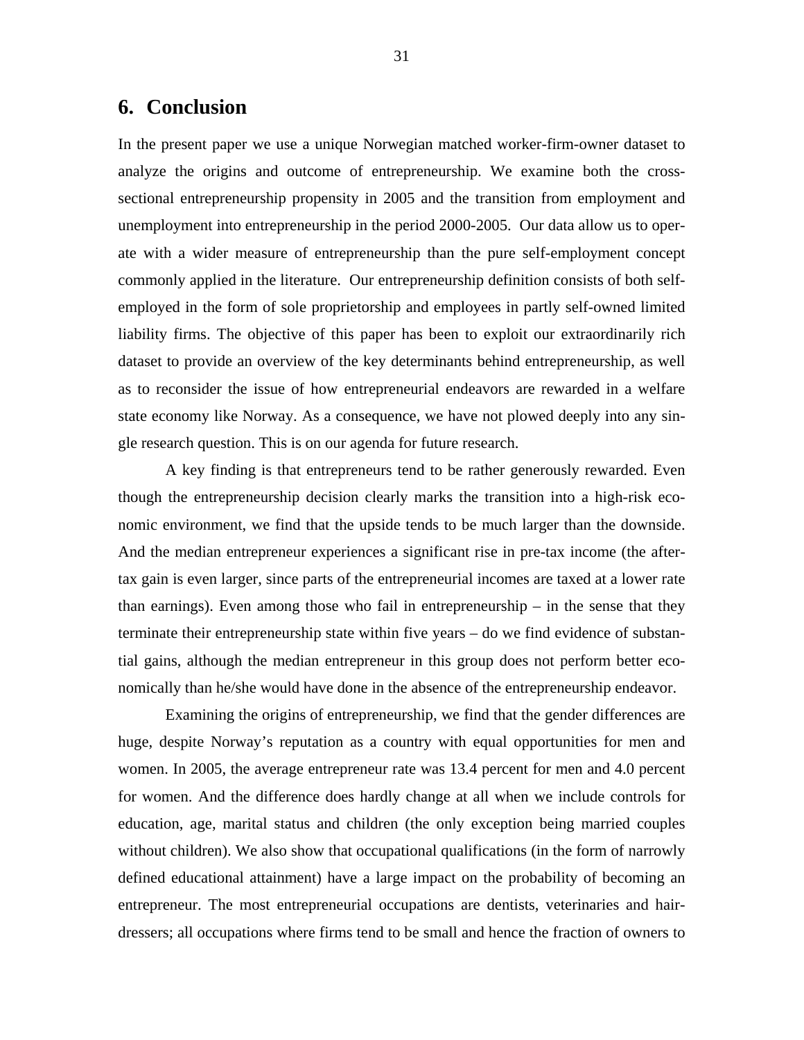## 6. Conclusion

In the present paper we use a unique Norwegian matched worker-firm-owner dataset to analyze the origins and outcome of entrepreneurship. We examine both the cross-sectional entrepreneurship propensity in 2005 and the transition from employment and unemployment into entrepreneurship in the period 2000-2005. Our data allow us to operate with a wider measure of entrepreneurship than the pure self-employment concept commonly applied in the literature. Our entrepreneurship definition consists of both self-employed in the form of sole proprietorship and employees in partly self-owned limited liability firms. The objective of this paper has been to exploit our extraordinarily rich dataset to provide an overview of the key determinants behind entrepreneurship, as well as to reconsider the issue of how entrepreneurial endeavors are rewarded in a welfare state economy like Norway. As a consequence, we have not plowed deeply into any single research question. This is on our agenda for future research.

A key finding is that entrepreneurs tend to be rather generously rewarded. Even though the entrepreneurship decision clearly marks the transition into a high-risk economic environment, we find that the upside tends to be much larger than the downside. And the median entrepreneur experiences a significant rise in pre-tax income (the after-tax gain is even larger, since parts of the entrepreneurial incomes are taxed at a lower rate than earnings). Even among those who fail in entrepreneurship – in the sense that they terminate their entrepreneurship state within five years – do we find evidence of substantial gains, although the median entrepreneur in this group does not perform better economically than he/she would have done in the absence of the entrepreneurship endeavor.

Examining the origins of entrepreneurship, we find that the gender differences are huge, despite Norway's reputation as a country with equal opportunities for men and women. In 2005, the average entrepreneur rate was 13.4 percent for men and 4.0 percent for women. And the difference does hardly change at all when we include controls for education, age, marital status and children (the only exception being married couples without children). We also show that occupational qualifications (in the form of narrowly defined educational attainment) have a large impact on the probability of becoming an entrepreneur. The most entrepreneurial occupations are dentists, veterinaries and hairdressers; all occupations where firms tend to be small and hence the fraction of owners to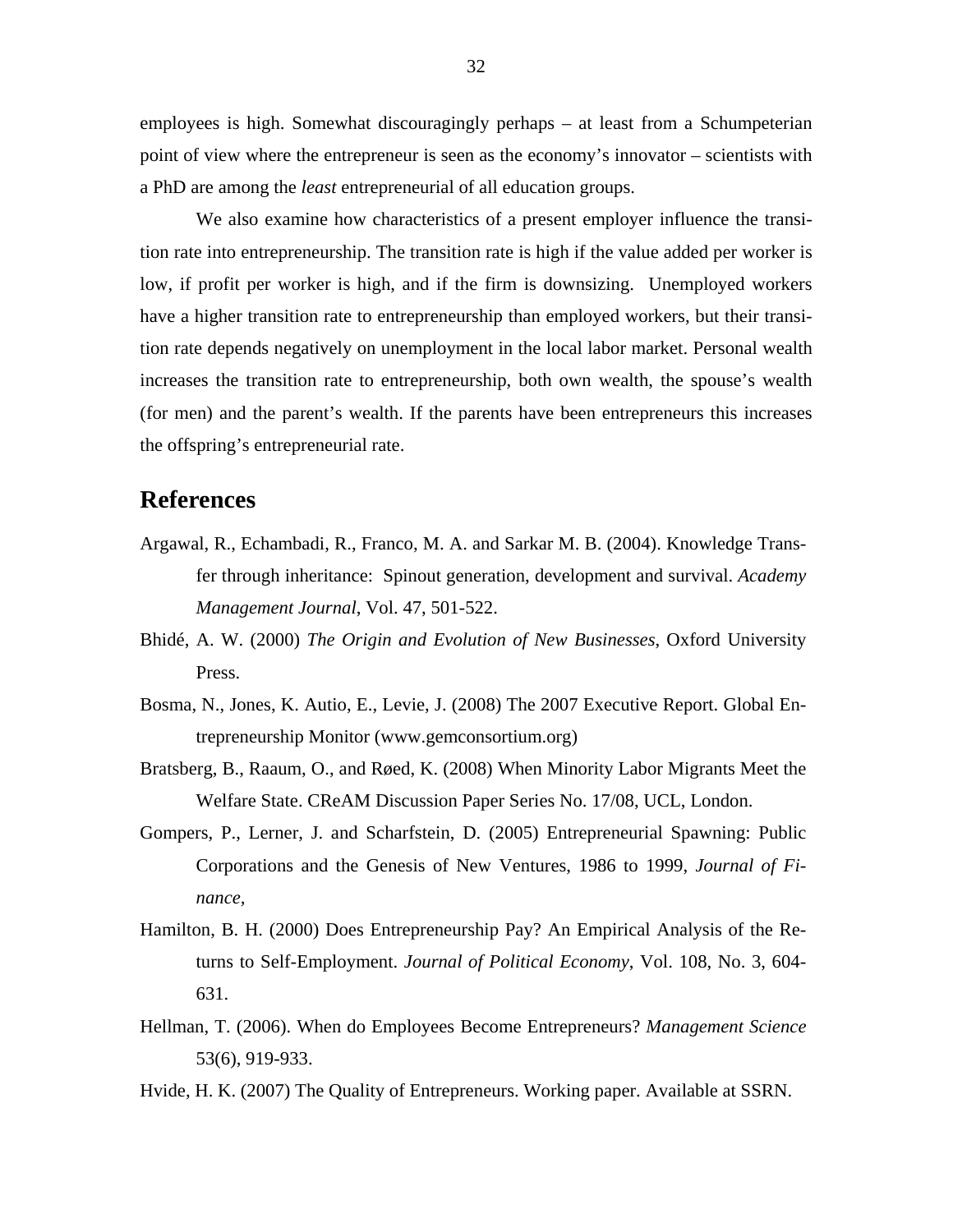employees is high. Somewhat discouragingly perhaps – at least from a Schumpeterian point of view where the entrepreneur is seen as the economy's innovator – scientists with a PhD are among the *least* entrepreneurial of all education groups.

We also examine how characteristics of a present employer influence the transition rate into entrepreneurship. The transition rate is high if the value added per worker is low, if profit per worker is high, and if the firm is downsizing. Unemployed workers have a higher transition rate to entrepreneurship than employed workers, but their transition rate depends negatively on unemployment in the local labor market. Personal wealth increases the transition rate to entrepreneurship, both own wealth, the spouse's wealth (for men) and the parent's wealth. If the parents have been entrepreneurs this increases the offspring's entrepreneurial rate.

## References

Argawal, R., Echambadi, R., Franco, M. A. and Sarkar M. B. (2004). Knowledge Transfer through inheritance: Spinout generation, development and survival. *Academy Management Journal*, Vol. 47, 501-522.

Bhidé, A. W. (2000) *The Origin and Evolution of New Businesses*, Oxford University Press.

Bosma, N., Jones, K. Autio, E., Levie, J. (2008) The 2007 Executive Report. Global Entrepreneurship Monitor (www.gemconsortium.org)

Bratsberg, B., Raaum, O., and Røed, K. (2008) When Minority Labor Migrants Meet the Welfare State. CReAM Discussion Paper Series No. 17/08, UCL, London.

Gompers, P., Lerner, J. and Scharfstein, D. (2005) Entrepreneurial Spawning: Public Corporations and the Genesis of New Ventures, 1986 to 1999, *Journal of Finance*,

Hamilton, B. H. (2000) Does Entrepreneurship Pay? An Empirical Analysis of the Returns to Self-Employment. *Journal of Political Economy*, Vol. 108, No. 3, 604-631.

Hellman, T. (2006). When do Employees Become Entrepreneurs? *Management Science* 53(6), 919-933.

Hvide, H. K. (2007) The Quality of Entrepreneurs. Working paper. Available at SSRN.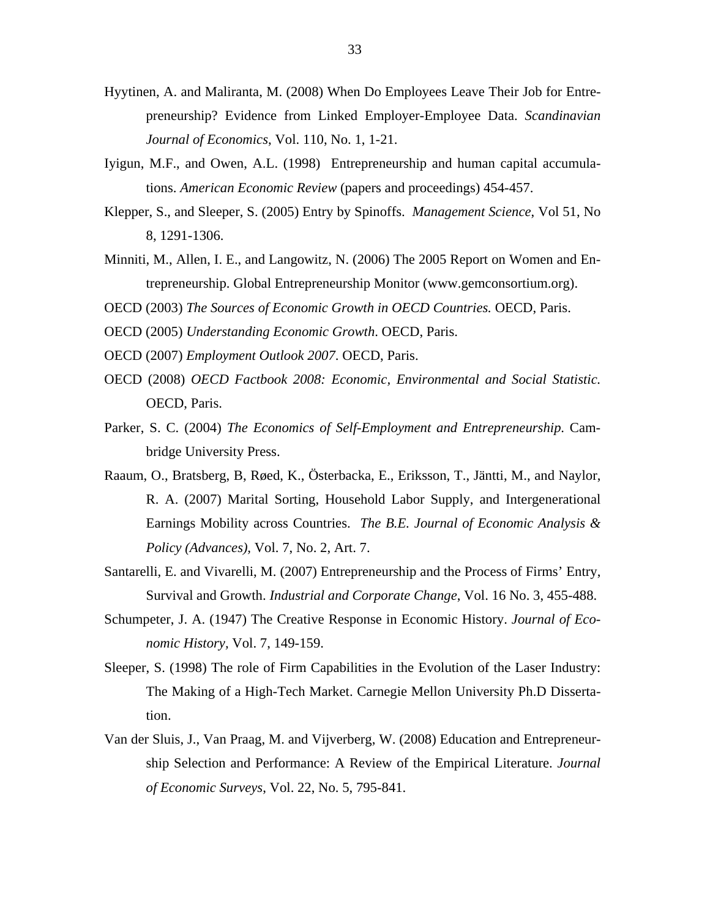Hyytinen, A. and Maliranta, M. (2008) When Do Employees Leave Their Job for Entrepreneurship? Evidence from Linked Employer-Employee Data. *Scandinavian Journal of Economics*, Vol. 110, No. 1, 1-21.

Iyigun, M.F., and Owen, A.L. (1998) Entrepreneurship and human capital accumulations. *American Economic Review* (papers and proceedings) 454-457.

Klepper, S., and Sleeper, S. (2005) Entry by Spinoffs. *Management Science*, Vol 51, No 8, 1291-1306.

Minniti, M., Allen, I. E., and Langowitz, N. (2006) The 2005 Report on Women and Entrepreneurship. Global Entrepreneurship Monitor (www.gemconsortium.org).

OECD (2003) *The Sources of Economic Growth in OECD Countries.* OECD, Paris.

OECD (2005) *Understanding Economic Growth*. OECD, Paris.

OECD (2007) *Employment Outlook 2007*. OECD, Paris.

OECD (2008) *OECD Factbook 2008: Economic, Environmental and Social Statistic.* OECD, Paris.

Parker, S. C. (2004) *The Economics of Self-Employment and Entrepreneurship.* Cambridge University Press.

Raaum, O., Bratsberg, B, Røed, K., Österbacka, E., Eriksson, T., Jäntti, M., and Naylor, R. A. (2007) Marital Sorting, Household Labor Supply, and Intergenerational Earnings Mobility across Countries. *The B.E. Journal of Economic Analysis & Policy (Advances)*, Vol. 7, No. 2, Art. 7.

Santarelli, E. and Vivarelli, M. (2007) Entrepreneurship and the Process of Firms' Entry, Survival and Growth. *Industrial and Corporate Change*, Vol. 16 No. 3, 455-488.

Schumpeter, J. A. (1947) The Creative Response in Economic History. *Journal of Economic History,* Vol. 7, 149-159.

Sleeper, S. (1998) The role of Firm Capabilities in the Evolution of the Laser Industry: The Making of a High-Tech Market. Carnegie Mellon University Ph.D Dissertation.

Van der Sluis, J., Van Praag, M. and Vijverberg, W. (2008) Education and Entrepreneurship Selection and Performance: A Review of the Empirical Literature. *Journal of Economic Surveys*, Vol. 22, No. 5, 795-841.